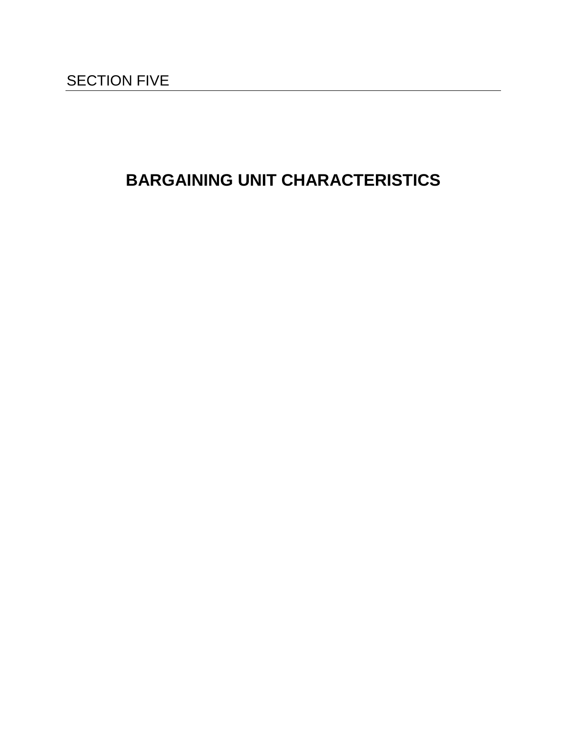SECTION FIVE

# BARGAINING UNIT CHARACTERISTICS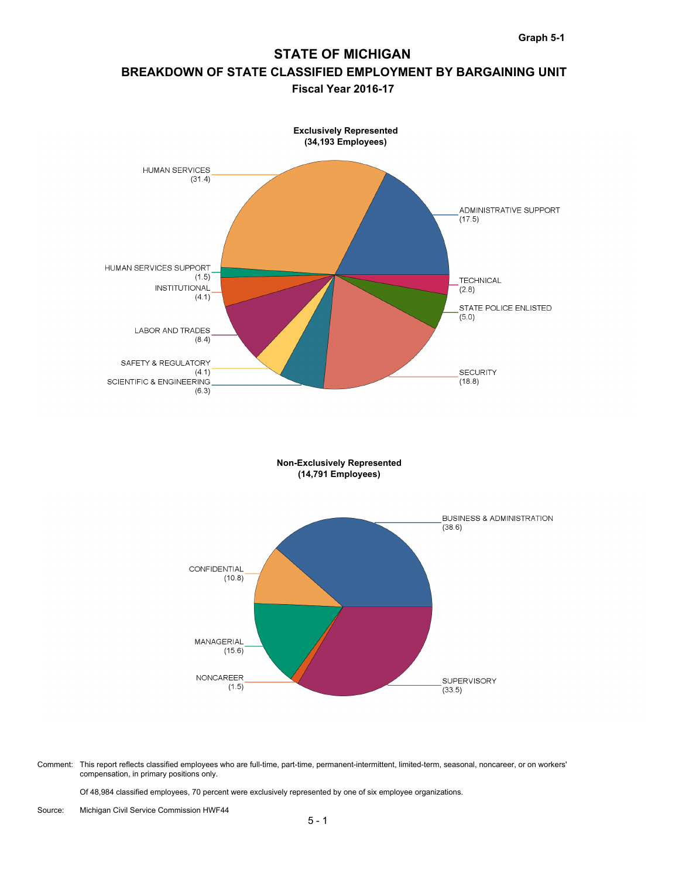Graph 5-1

# STATE OF MICHIGAN

## BREAKDOWN OF STATE CLASSIFIED EMPLOYMENT BY BARGAINING UNIT

### Fiscal Year 2016-17

**Exclusively Represented**
**(34,193 Employees)**

HUMAN SERVICES
(31.4)

ADMINISTRATIVE SUPPORT
(17.5)

HUMAN SERVICES SUPPORT
(1.5)

INSTITUTIONAL
(4.1)

TECHNICAL
(2.8)

STATE POLICE ENLISTED
(5.0)

LABOR AND TRADES
(8.4)

SAFETY & REGULATORY
(4.1)

SCIENTIFIC & ENGINEERING
(6.3)

SECURITY
(18.8)

**Non-Exclusively Represented**
**(14,791 Employees)**

BUSINESS & ADMINISTRATION
(38.6)

CONFIDENTIAL
(10.8)

MANAGERIAL
(15.6)

NONCAREER
(1.5)

SUPERVISORY
(33.5)

Comment: This report reflects classified employees who are full-time, part-time, permanent-intermittent, limited-term, seasonal, noncareer, or on workers' compensation, in primary positions only.

Of 48,984 classified employees, 70 percent were exclusively represented by one of six employee organizations.

Source: Michigan Civil Service Commission HWF44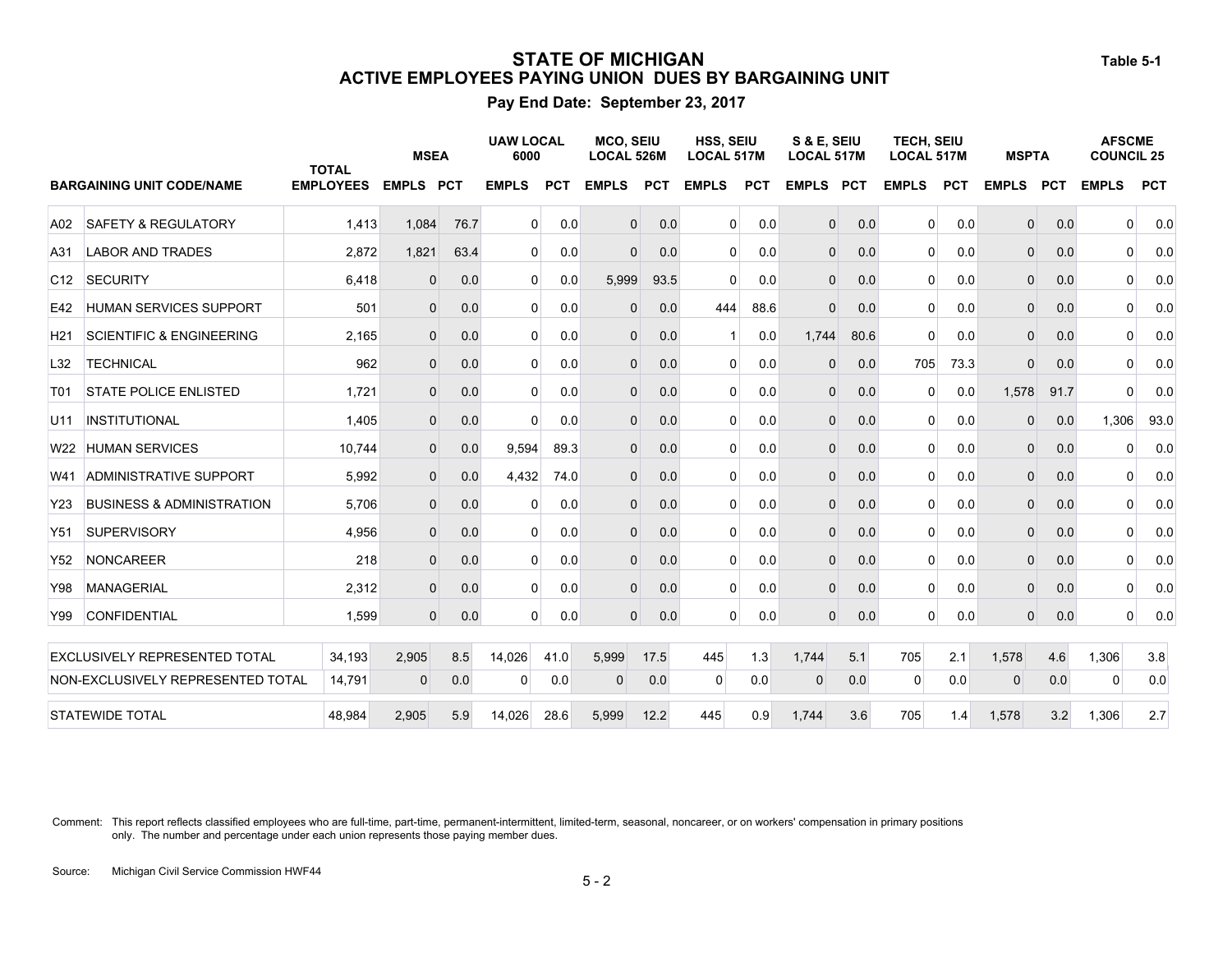# STATE OF MICHIGAN
## ACTIVE EMPLOYEES PAYING UNION DUES BY BARGAINING UNIT

Table 5-1

**Pay End Date: September 23, 2017**

| BARGAINING UNIT CODE/NAME | | TOTAL EMPLOYEES | MSEA | | UAW LOCAL 6000 | | MCO, SEIU LOCAL 526M | | HSS, SEIU LOCAL 517M | | S & E, SEIU LOCAL 517M | | TECH, SEIU LOCAL 517M | | MSPTA | | AFSCME COUNCIL 25 | |
|---|---|---|---|---|---|---|---|---|---|---|---|---|---|---|---|---|---|---|
| | | | EMPLS | PCT | EMPLS | PCT | EMPLS | PCT | EMPLS | PCT | EMPLS | PCT | EMPLS | PCT | EMPLS | PCT | EMPLS | PCT |
| A02 | SAFETY & REGULATORY | 1,413 | 1,084 | 76.7 | 0 | 0.0 | 0 | 0.0 | 0 | 0.0 | 0 | 0.0 | 0 | 0.0 | 0 | 0.0 | 0 | 0.0 |
| A31 | LABOR AND TRADES | 2,872 | 1,821 | 63.4 | 0 | 0.0 | 0 | 0.0 | 0 | 0.0 | 0 | 0.0 | 0 | 0.0 | 0 | 0.0 | 0 | 0.0 |
| C12 | SECURITY | 6,418 | 0 | 0.0 | 0 | 0.0 | 5,999 | 93.5 | 0 | 0.0 | 0 | 0.0 | 0 | 0.0 | 0 | 0.0 | 0 | 0.0 |
| E42 | HUMAN SERVICES SUPPORT | 501 | 0 | 0.0 | 0 | 0.0 | 0 | 0.0 | 444 | 88.6 | 0 | 0.0 | 0 | 0.0 | 0 | 0.0 | 0 | 0.0 |
| H21 | SCIENTIFIC & ENGINEERING | 2,165 | 0 | 0.0 | 0 | 0.0 | 0 | 0.0 | 1 | 0.0 | 1,744 | 80.6 | 0 | 0.0 | 0 | 0.0 | 0 | 0.0 |
| L32 | TECHNICAL | 962 | 0 | 0.0 | 0 | 0.0 | 0 | 0.0 | 0 | 0.0 | 0 | 0.0 | 705 | 73.3 | 0 | 0.0 | 0 | 0.0 |
| T01 | STATE POLICE ENLISTED | 1,721 | 0 | 0.0 | 0 | 0.0 | 0 | 0.0 | 0 | 0.0 | 0 | 0.0 | 0 | 0.0 | 1,578 | 91.7 | 0 | 0.0 |
| U11 | INSTITUTIONAL | 1,405 | 0 | 0.0 | 0 | 0.0 | 0 | 0.0 | 0 | 0.0 | 0 | 0.0 | 0 | 0.0 | 0 | 0.0 | 1,306 | 93.0 |
| W22 | HUMAN SERVICES | 10,744 | 0 | 0.0 | 9,594 | 89.3 | 0 | 0.0 | 0 | 0.0 | 0 | 0.0 | 0 | 0.0 | 0 | 0.0 | 0 | 0.0 |
| W41 | ADMINISTRATIVE SUPPORT | 5,992 | 0 | 0.0 | 4,432 | 74.0 | 0 | 0.0 | 0 | 0.0 | 0 | 0.0 | 0 | 0.0 | 0 | 0.0 | 0 | 0.0 |
| Y23 | BUSINESS & ADMINISTRATION | 5,706 | 0 | 0.0 | 0 | 0.0 | 0 | 0.0 | 0 | 0.0 | 0 | 0.0 | 0 | 0.0 | 0 | 0.0 | 0 | 0.0 |
| Y51 | SUPERVISORY | 4,956 | 0 | 0.0 | 0 | 0.0 | 0 | 0.0 | 0 | 0.0 | 0 | 0.0 | 0 | 0.0 | 0 | 0.0 | 0 | 0.0 |
| Y52 | NONCAREER | 218 | 0 | 0.0 | 0 | 0.0 | 0 | 0.0 | 0 | 0.0 | 0 | 0.0 | 0 | 0.0 | 0 | 0.0 | 0 | 0.0 |
| Y98 | MANAGERIAL | 2,312 | 0 | 0.0 | 0 | 0.0 | 0 | 0.0 | 0 | 0.0 | 0 | 0.0 | 0 | 0.0 | 0 | 0.0 | 0 | 0.0 |
| Y99 | CONFIDENTIAL | 1,599 | 0 | 0.0 | 0 | 0.0 | 0 | 0.0 | 0 | 0.0 | 0 | 0.0 | 0 | 0.0 | 0 | 0.0 | 0 | 0.0 |
| EXCLUSIVELY REPRESENTED TOTAL | | 34,193 | 2,905 | 8.5 | 14,026 | 41.0 | 5,999 | 17.5 | 445 | 1.3 | 1,744 | 5.1 | 705 | 2.1 | 1,578 | 4.6 | 1,306 | 3.8 |
| NON-EXCLUSIVELY REPRESENTED TOTAL | | 14,791 | 0 | 0.0 | 0 | 0.0 | 0 | 0.0 | 0 | 0.0 | 0 | 0.0 | 0 | 0.0 | 0 | 0.0 | 0 | 0.0 |
| STATEWIDE TOTAL | | 48,984 | 2,905 | 5.9 | 14,026 | 28.6 | 5,999 | 12.2 | 445 | 0.9 | 1,744 | 3.6 | 705 | 1.4 | 1,578 | 3.2 | 1,306 | 2.7 |

Comment: This report reflects classified employees who are full-time, part-time, permanent-intermittent, limited-term, seasonal, noncareer, or on workers' compensation in primary positions only. The number and percentage under each union represents those paying member dues.

Source: Michigan Civil Service Commission HWF44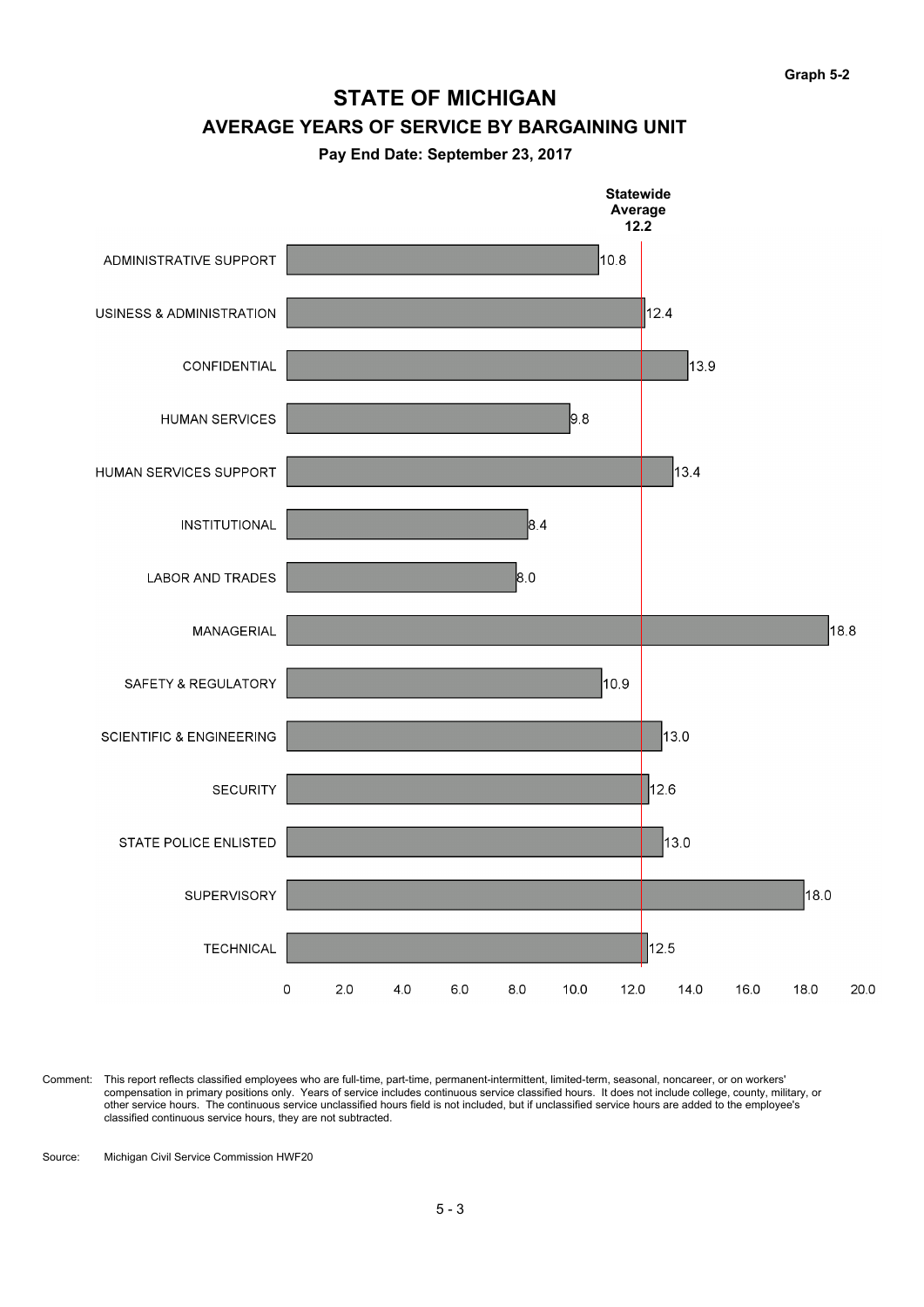Graph 5-2

# STATE OF MICHIGAN

## AVERAGE YEARS OF SERVICE BY BARGAINING UNIT

**Pay End Date: September 23, 2017**

Statewide Average 12.2

ADMINISTRATIVE SUPPORT 10.8

USINESS & ADMINISTRATION 12.4

CONFIDENTIAL 13.9

HUMAN SERVICES 9.8

HUMAN SERVICES SUPPORT 13.4

INSTITUTIONAL 8.4

LABOR AND TRADES 8.0

MANAGERIAL 18.8

SAFETY & REGULATORY 10.9

SCIENTIFIC & ENGINEERING 13.0

SECURITY 12.6

STATE POLICE ENLISTED 13.0

SUPERVISORY 18.0

TECHNICAL 12.5

0 2.0 4.0 6.0 8.0 10.0 12.0 14.0 16.0 18.0 20.0

Comment: This report reflects classified employees who are full-time, part-time, permanent-intermittent, limited-term, seasonal, noncareer, or on workers' compensation in primary positions only. Years of service includes continuous service classified hours. It does not include college, county, military, or other service hours. The continuous service unclassified hours field is not included, but if unclassified service hours are added to the employee's classified continuous service hours, they are not subtracted.

Source: Michigan Civil Service Commission HWF20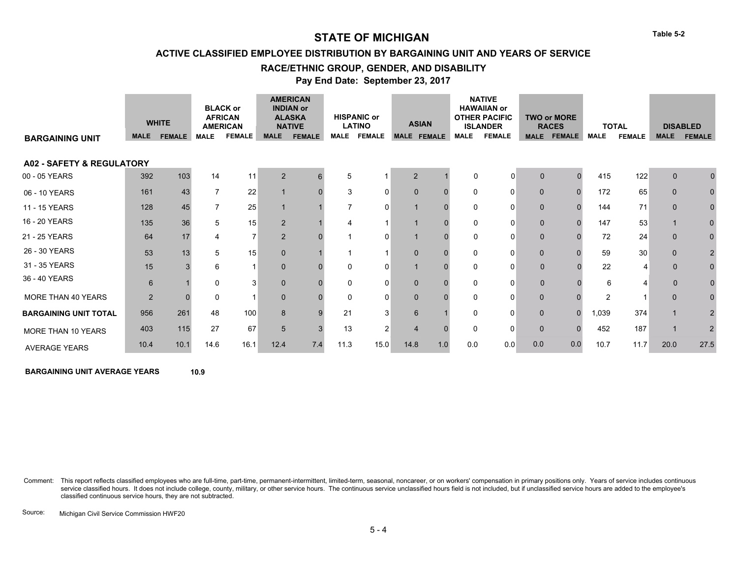Table 5-2

# STATE OF MICHIGAN

## ACTIVE CLASSIFIED EMPLOYEE DISTRIBUTION BY BARGAINING UNIT AND YEARS OF SERVICE

## RACE/ETHNIC GROUP, GENDER, AND DISABILITY

**Pay End Date: September 23, 2017**

| BARGAINING UNIT | WHITE | | BLACK or AFRICAN AMERICAN | | AMERICAN INDIAN or ALASKA NATIVE | | HISPANIC or LATINO | | ASIAN | | NATIVE HAWAIIAN or OTHER PACIFIC ISLANDER | | TWO or MORE RACES | | TOTAL | | DISABLED | |
|---|---|---|---|---|---|---|---|---|---|---|---|---|---|---|---|---|---|---|
| | MALE | FEMALE | MALE | FEMALE | MALE | FEMALE | MALE | FEMALE | MALE | FEMALE | MALE | FEMALE | MALE | FEMALE | MALE | FEMALE | MALE | FEMALE |
| **A02 - SAFETY & REGULATORY** | | | | | | | | | | | | | | | | | | |
| 00 - 05 YEARS | 392 | 103 | 14 | 11 | 2 | 6 | 5 | 1 | 2 | 1 | 0 | 0 | 0 | 0 | 415 | 122 | 0 | 0 |
| 06 - 10 YEARS | 161 | 43 | 7 | 22 | 1 | 0 | 3 | 0 | 0 | 0 | 0 | 0 | 0 | 0 | 172 | 65 | 0 | 0 |
| 11 - 15 YEARS | 128 | 45 | 7 | 25 | 1 | 1 | 7 | 0 | 1 | 0 | 0 | 0 | 0 | 0 | 144 | 71 | 0 | 0 |
| 16 - 20 YEARS | 135 | 36 | 5 | 15 | 2 | 1 | 4 | 1 | 1 | 0 | 0 | 0 | 0 | 0 | 147 | 53 | 1 | 0 |
| 21 - 25 YEARS | 64 | 17 | 4 | 7 | 2 | 0 | 1 | 0 | 1 | 0 | 0 | 0 | 0 | 0 | 72 | 24 | 0 | 0 |
| 26 - 30 YEARS | 53 | 13 | 5 | 15 | 0 | 1 | 1 | 1 | 0 | 0 | 0 | 0 | 0 | 0 | 59 | 30 | 0 | 2 |
| 31 - 35 YEARS | 15 | 3 | 6 | 1 | 0 | 0 | 0 | 0 | 1 | 0 | 0 | 0 | 0 | 0 | 22 | 4 | 0 | 0 |
| 36 - 40 YEARS | 6 | 1 | 0 | 3 | 0 | 0 | 0 | 0 | 0 | 0 | 0 | 0 | 0 | 0 | 6 | 4 | 0 | 0 |
| MORE THAN 40 YEARS | 2 | 0 | 0 | 1 | 0 | 0 | 0 | 0 | 0 | 0 | 0 | 0 | 0 | 0 | 2 | 1 | 0 | 0 |
| **BARGAINING UNIT TOTAL** | 956 | 261 | 48 | 100 | 8 | 9 | 21 | 3 | 6 | 1 | 0 | 0 | 0 | 0 | 1,039 | 374 | 1 | 2 |
| MORE THAN 10 YEARS | 403 | 115 | 27 | 67 | 5 | 3 | 13 | 2 | 4 | 0 | 0 | 0 | 0 | 0 | 452 | 187 | 1 | 2 |
| AVERAGE YEARS | 10.4 | 10.1 | 14.6 | 16.1 | 12.4 | 7.4 | 11.3 | 15.0 | 14.8 | 1.0 | 0.0 | 0.0 | 0.0 | 0.0 | 10.7 | 11.7 | 20.0 | 27.5 |

**BARGAINING UNIT AVERAGE YEARS** 10.9

Comment: This report reflects classified employees who are full-time, part-time, permanent-intermittent, limited-term, seasonal, noncareer, or on workers' compensation in primary positions only. Years of service includes continuous service classified hours. It does not include college, county, military, or other service hours. The continuous service unclassified hours field is not included, but if unclassified service hours are added to the employee's classified continuous service hours, they are not subtracted.

Source: Michigan Civil Service Commission HWF20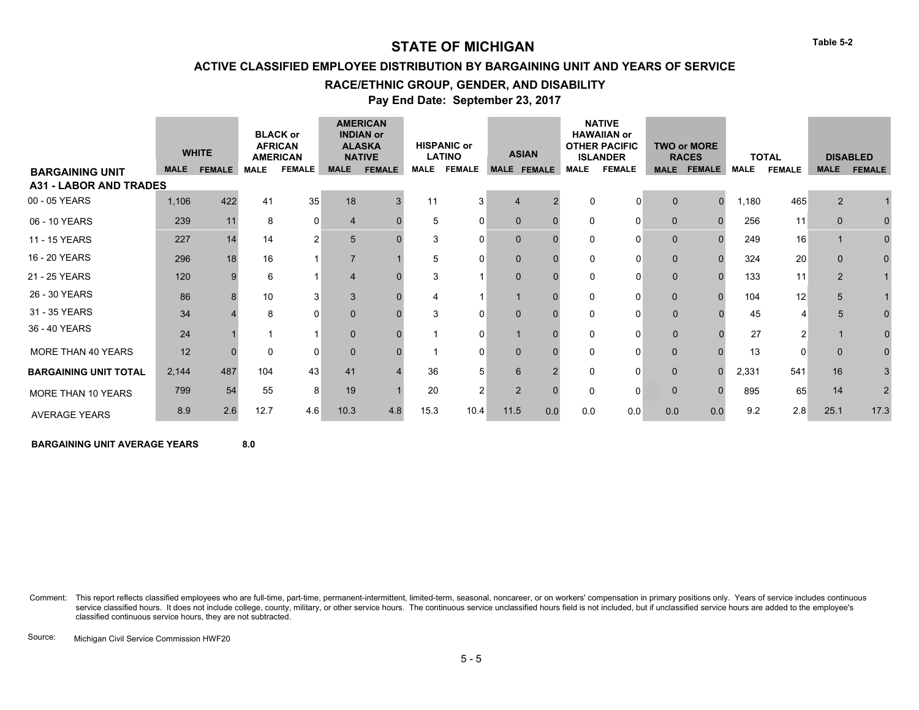Table 5-2

# STATE OF MICHIGAN

## ACTIVE CLASSIFIED EMPLOYEE DISTRIBUTION BY BARGAINING UNIT AND YEARS OF SERVICE

## RACE/ETHNIC GROUP, GENDER, AND DISABILITY

### Pay End Date: September 23, 2017

| BARGAINING UNIT | WHITE | | BLACK or AFRICAN AMERICAN | | AMERICAN INDIAN or ALASKA NATIVE | | HISPANIC or LATINO | | ASIAN | | NATIVE HAWAIIAN or OTHER PACIFIC ISLANDER | | TWO or MORE RACES | | TOTAL | | DISABLED | |
|---|---|---|---|---|---|---|---|---|---|---|---|---|---|---|---|---|---|---|
| | MALE | FEMALE | MALE | FEMALE | MALE | FEMALE | MALE | FEMALE | MALE | FEMALE | MALE | FEMALE | MALE | FEMALE | MALE | FEMALE | MALE | FEMALE |
| **A31 - LABOR AND TRADES** | | | | | | | | | | | | | | | | | | |
| 00 - 05 YEARS | 1,106 | 422 | 41 | 35 | 18 | 3 | 11 | 3 | 4 | 2 | 0 | 0 | 0 | 0 | 1,180 | 465 | 2 | 1 |
| 06 - 10 YEARS | 239 | 11 | 8 | 0 | 4 | 0 | 5 | 0 | 0 | 0 | 0 | 0 | 0 | 0 | 256 | 11 | 0 | 0 |
| 11 - 15 YEARS | 227 | 14 | 14 | 2 | 5 | 0 | 3 | 0 | 0 | 0 | 0 | 0 | 0 | 0 | 249 | 16 | 1 | 0 |
| 16 - 20 YEARS | 296 | 18 | 16 | 1 | 7 | 1 | 5 | 0 | 0 | 0 | 0 | 0 | 0 | 0 | 324 | 20 | 0 | 0 |
| 21 - 25 YEARS | 120 | 9 | 6 | 1 | 4 | 0 | 3 | 1 | 0 | 0 | 0 | 0 | 0 | 0 | 133 | 11 | 2 | 1 |
| 26 - 30 YEARS | 86 | 8 | 10 | 3 | 3 | 0 | 4 | 1 | 1 | 0 | 0 | 0 | 0 | 0 | 104 | 12 | 5 | 1 |
| 31 - 35 YEARS | 34 | 4 | 8 | 0 | 0 | 0 | 3 | 0 | 0 | 0 | 0 | 0 | 0 | 0 | 45 | 4 | 5 | 0 |
| 36 - 40 YEARS | 24 | 1 | 1 | 1 | 0 | 0 | 1 | 0 | 1 | 0 | 0 | 0 | 0 | 0 | 27 | 2 | 1 | 0 |
| MORE THAN 40 YEARS | 12 | 0 | 0 | 0 | 0 | 0 | 1 | 0 | 0 | 0 | 0 | 0 | 0 | 0 | 13 | 0 | 0 | 0 |
| **BARGAINING UNIT TOTAL** | 2,144 | 487 | 104 | 43 | 41 | 4 | 36 | 5 | 6 | 2 | 0 | 0 | 0 | 0 | 2,331 | 541 | 16 | 3 |
| MORE THAN 10 YEARS | 799 | 54 | 55 | 8 | 19 | 1 | 20 | 2 | 2 | 0 | 0 | 0 | 0 | 0 | 895 | 65 | 14 | 2 |
| AVERAGE YEARS | 8.9 | 2.6 | 12.7 | 4.6 | 10.3 | 4.8 | 15.3 | 10.4 | 11.5 | 0.0 | 0.0 | 0.0 | 0.0 | 0.0 | 9.2 | 2.8 | 25.1 | 17.3 |

**BARGAINING UNIT AVERAGE YEARS** 8.0

Comment: This report reflects classified employees who are full-time, part-time, permanent-intermittent, limited-term, seasonal, noncareer, or on workers' compensation in primary positions only. Years of service includes continuous service classified hours. It does not include college, county, military, or other service hours. The continuous service unclassified hours field is not included, but if unclassified service hours are added to the employee's classified continuous service hours, they are not subtracted.

Source: Michigan Civil Service Commission HWF20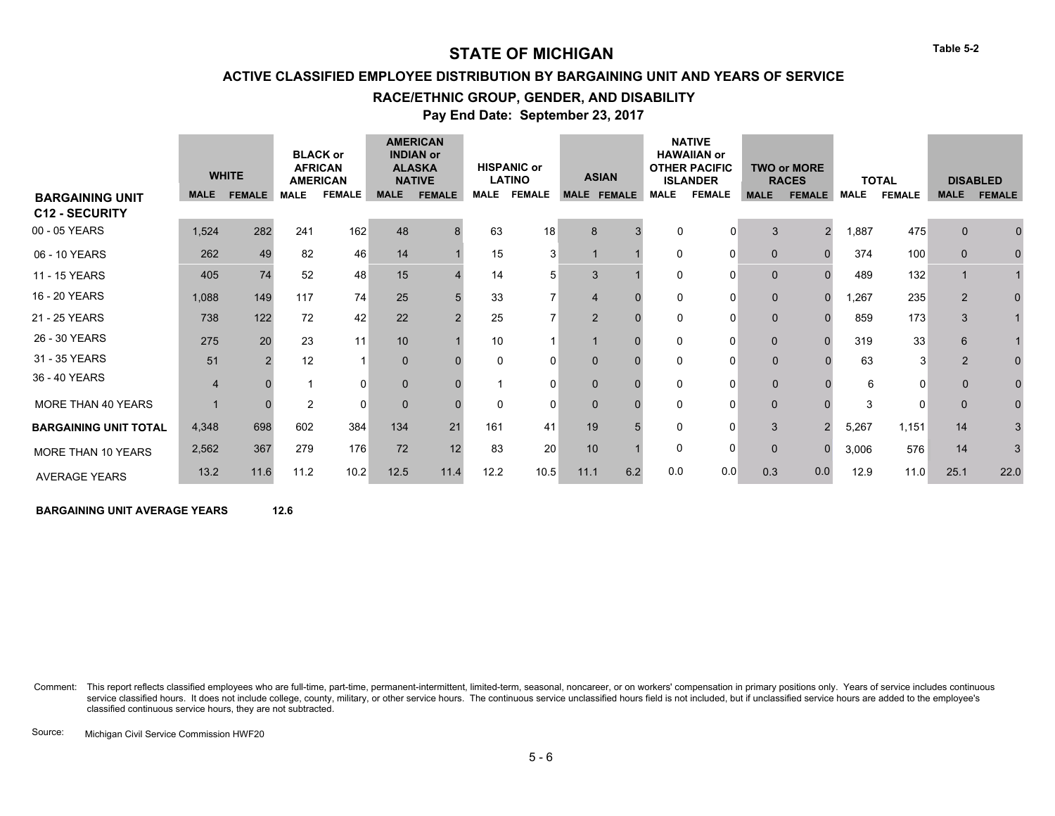# STATE OF MICHIGAN

Table 5-2

## ACTIVE CLASSIFIED EMPLOYEE DISTRIBUTION BY BARGAINING UNIT AND YEARS OF SERVICE

## RACE/ETHNIC GROUP, GENDER, AND DISABILITY

### Pay End Date: September 23, 2017

| BARGAINING UNIT | WHITE | | BLACK or AFRICAN AMERICAN | | AMERICAN INDIAN or ALASKA NATIVE | | HISPANIC or LATINO | | ASIAN | | NATIVE HAWAIIAN or OTHER PACIFIC ISLANDER | | TWO or MORE RACES | | TOTAL | | DISABLED | |
|---|---|---|---|---|---|---|---|---|---|---|---|---|---|---|---|---|---|---|
| | MALE | FEMALE | MALE | FEMALE | MALE | FEMALE | MALE | FEMALE | MALE | FEMALE | MALE | FEMALE | MALE | FEMALE | MALE | FEMALE | MALE | FEMALE |
| **C12 - SECURITY** | | | | | | | | | | | | | | | | | | |
| 00 - 05 YEARS | 1,524 | 282 | 241 | 162 | 48 | 8 | 63 | 18 | 8 | 3 | 0 | 0 | 3 | 2 | 1,887 | 475 | 0 | 0 |
| 06 - 10 YEARS | 262 | 49 | 82 | 46 | 14 | 1 | 15 | 3 | 1 | 1 | 0 | 0 | 0 | 0 | 374 | 100 | 0 | 0 |
| 11 - 15 YEARS | 405 | 74 | 52 | 48 | 15 | 4 | 14 | 5 | 3 | 1 | 0 | 0 | 0 | 0 | 489 | 132 | 1 | 1 |
| 16 - 20 YEARS | 1,088 | 149 | 117 | 74 | 25 | 5 | 33 | 7 | 4 | 0 | 0 | 0 | 0 | 0 | 1,267 | 235 | 2 | 0 |
| 21 - 25 YEARS | 738 | 122 | 72 | 42 | 22 | 2 | 25 | 7 | 2 | 0 | 0 | 0 | 0 | 0 | 859 | 173 | 3 | 1 |
| 26 - 30 YEARS | 275 | 20 | 23 | 11 | 10 | 1 | 10 | 1 | 1 | 0 | 0 | 0 | 0 | 0 | 319 | 33 | 6 | 1 |
| 31 - 35 YEARS | 51 | 2 | 12 | 1 | 0 | 0 | 0 | 0 | 0 | 0 | 0 | 0 | 0 | 0 | 63 | 3 | 2 | 0 |
| 36 - 40 YEARS | 4 | 0 | 1 | 0 | 0 | 0 | 1 | 0 | 0 | 0 | 0 | 0 | 0 | 0 | 6 | 0 | 0 | 0 |
| MORE THAN 40 YEARS | 1 | 0 | 2 | 0 | 0 | 0 | 0 | 0 | 0 | 0 | 0 | 0 | 0 | 0 | 3 | 0 | 0 | 0 |
| **BARGAINING UNIT TOTAL** | 4,348 | 698 | 602 | 384 | 134 | 21 | 161 | 41 | 19 | 5 | 0 | 0 | 3 | 2 | 5,267 | 1,151 | 14 | 3 |
| MORE THAN 10 YEARS | 2,562 | 367 | 279 | 176 | 72 | 12 | 83 | 20 | 10 | 1 | 0 | 0 | 0 | 0 | 3,006 | 576 | 14 | 3 |
| AVERAGE YEARS | 13.2 | 11.6 | 11.2 | 10.2 | 12.5 | 11.4 | 12.2 | 10.5 | 11.1 | 6.2 | 0.0 | 0.0 | 0.3 | 0.0 | 12.9 | 11.0 | 25.1 | 22.0 |

**BARGAINING UNIT AVERAGE YEARS** **12.6**

Comment: This report reflects classified employees who are full-time, part-time, permanent-intermittent, limited-term, seasonal, noncareer, or on workers' compensation in primary positions only. Years of service includes continuous service classified hours. It does not include college, county, military, or other service hours. The continuous service unclassified hours field is not included, but if unclassified service hours are added to the employee's classified continuous service hours, they are not subtracted.

Source: Michigan Civil Service Commission HWF20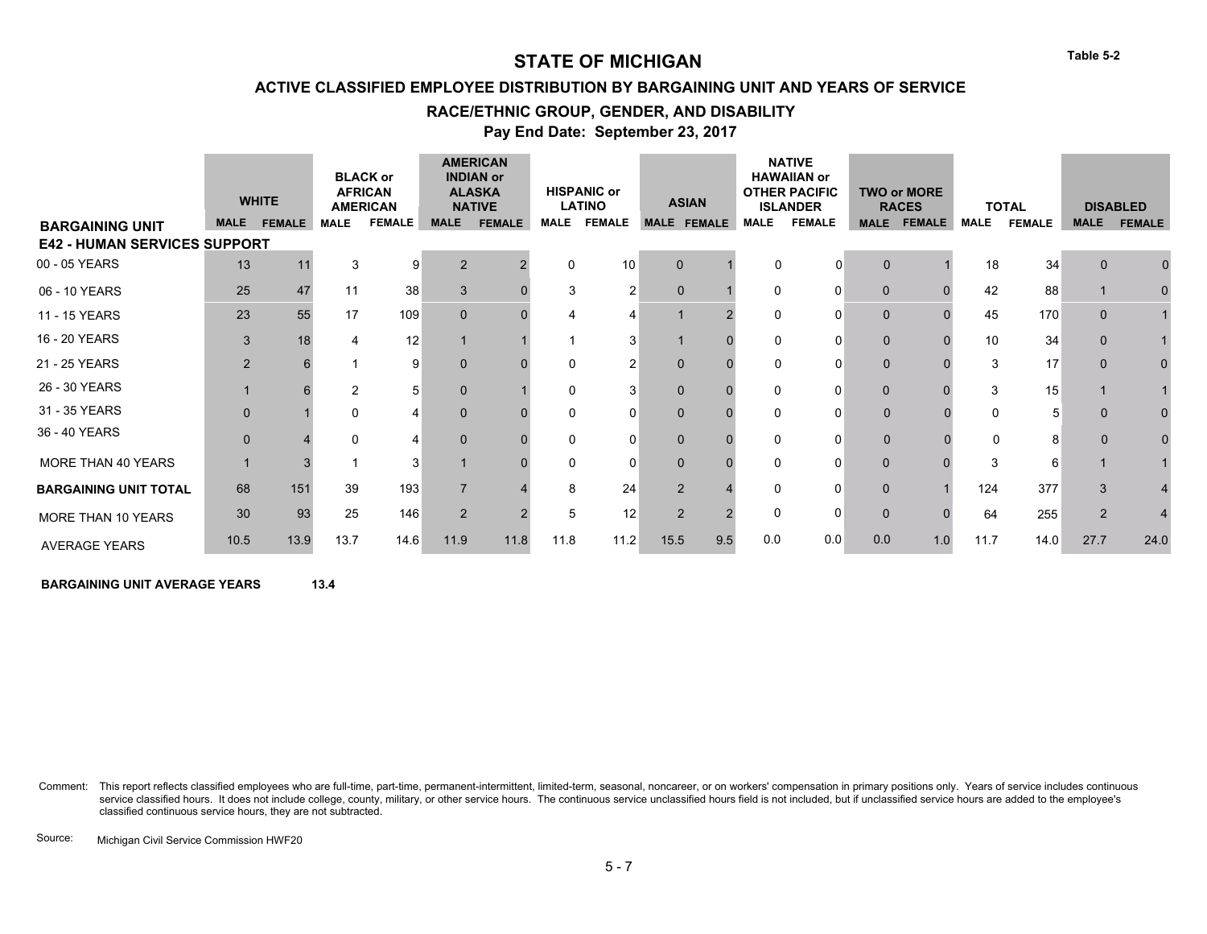Table 5-2

# STATE OF MICHIGAN

## ACTIVE CLASSIFIED EMPLOYEE DISTRIBUTION BY BARGAINING UNIT AND YEARS OF SERVICE

## RACE/ETHNIC GROUP, GENDER, AND DISABILITY

### Pay End Date: September 23, 2017

| BARGAINING UNIT | WHITE | | BLACK or AFRICAN AMERICAN | | AMERICAN INDIAN or ALASKA NATIVE | | HISPANIC or LATINO | | ASIAN | | NATIVE HAWAIIAN or OTHER PACIFIC ISLANDER | | TWO or MORE RACES | | TOTAL | | DISABLED | |
|---|---|---|---|---|---|---|---|---|---|---|---|---|---|---|---|---|---|---|
| | MALE | FEMALE | MALE | FEMALE | MALE | FEMALE | MALE | FEMALE | MALE | FEMALE | MALE | FEMALE | MALE | FEMALE | MALE | FEMALE | MALE | FEMALE |
| **E42 - HUMAN SERVICES SUPPORT** | | | | | | | | | | | | | | | | | | |
| 00 - 05 YEARS | 13 | 11 | 3 | 9 | 2 | 2 | 0 | 10 | 0 | 1 | 0 | 0 | 0 | 1 | 18 | 34 | 0 | 0 |
| 06 - 10 YEARS | 25 | 47 | 11 | 38 | 3 | 0 | 3 | 2 | 0 | 1 | 0 | 0 | 0 | 0 | 42 | 88 | 1 | 0 |
| 11 - 15 YEARS | 23 | 55 | 17 | 109 | 0 | 0 | 4 | 4 | 1 | 2 | 0 | 0 | 0 | 0 | 45 | 170 | 0 | 1 |
| 16 - 20 YEARS | 3 | 18 | 4 | 12 | 1 | 1 | 1 | 3 | 1 | 0 | 0 | 0 | 0 | 0 | 10 | 34 | 0 | 1 |
| 21 - 25 YEARS | 2 | 6 | 1 | 9 | 0 | 0 | 0 | 2 | 0 | 0 | 0 | 0 | 0 | 0 | 3 | 17 | 0 | 0 |
| 26 - 30 YEARS | 1 | 6 | 2 | 5 | 0 | 1 | 0 | 3 | 0 | 0 | 0 | 0 | 0 | 0 | 3 | 15 | 1 | 1 |
| 31 - 35 YEARS | 0 | 1 | 0 | 4 | 0 | 0 | 0 | 0 | 0 | 0 | 0 | 0 | 0 | 0 | 0 | 5 | 0 | 0 |
| 36 - 40 YEARS | 0 | 4 | 0 | 4 | 0 | 0 | 0 | 0 | 0 | 0 | 0 | 0 | 0 | 0 | 0 | 8 | 0 | 0 |
| MORE THAN 40 YEARS | 1 | 3 | 1 | 3 | 1 | 0 | 0 | 0 | 0 | 0 | 0 | 0 | 0 | 0 | 3 | 6 | 1 | 1 |
| **BARGAINING UNIT TOTAL** | 68 | 151 | 39 | 193 | 7 | 4 | 8 | 24 | 2 | 4 | 0 | 0 | 0 | 1 | 124 | 377 | 3 | 4 |
| MORE THAN 10 YEARS | 30 | 93 | 25 | 146 | 2 | 2 | 5 | 12 | 2 | 2 | 0 | 0 | 0 | 0 | 64 | 255 | 2 | 4 |
| AVERAGE YEARS | 10.5 | 13.9 | 13.7 | 14.6 | 11.9 | 11.8 | 11.8 | 11.2 | 15.5 | 9.5 | 0.0 | 0.0 | 0.0 | 1.0 | 11.7 | 14.0 | 27.7 | 24.0 |

**BARGAINING UNIT AVERAGE YEARS** **13.4**

Comment: This report reflects classified employees who are full-time, part-time, permanent-intermittent, limited-term, seasonal, noncareer, or on workers' compensation in primary positions only. Years of service includes continuous service classified hours. It does not include college, county, military, or other service hours. The continuous service unclassified hours field is not included, but if unclassified service hours are added to the employee's classified continuous service hours, they are not subtracted.

Source: Michigan Civil Service Commission HWF20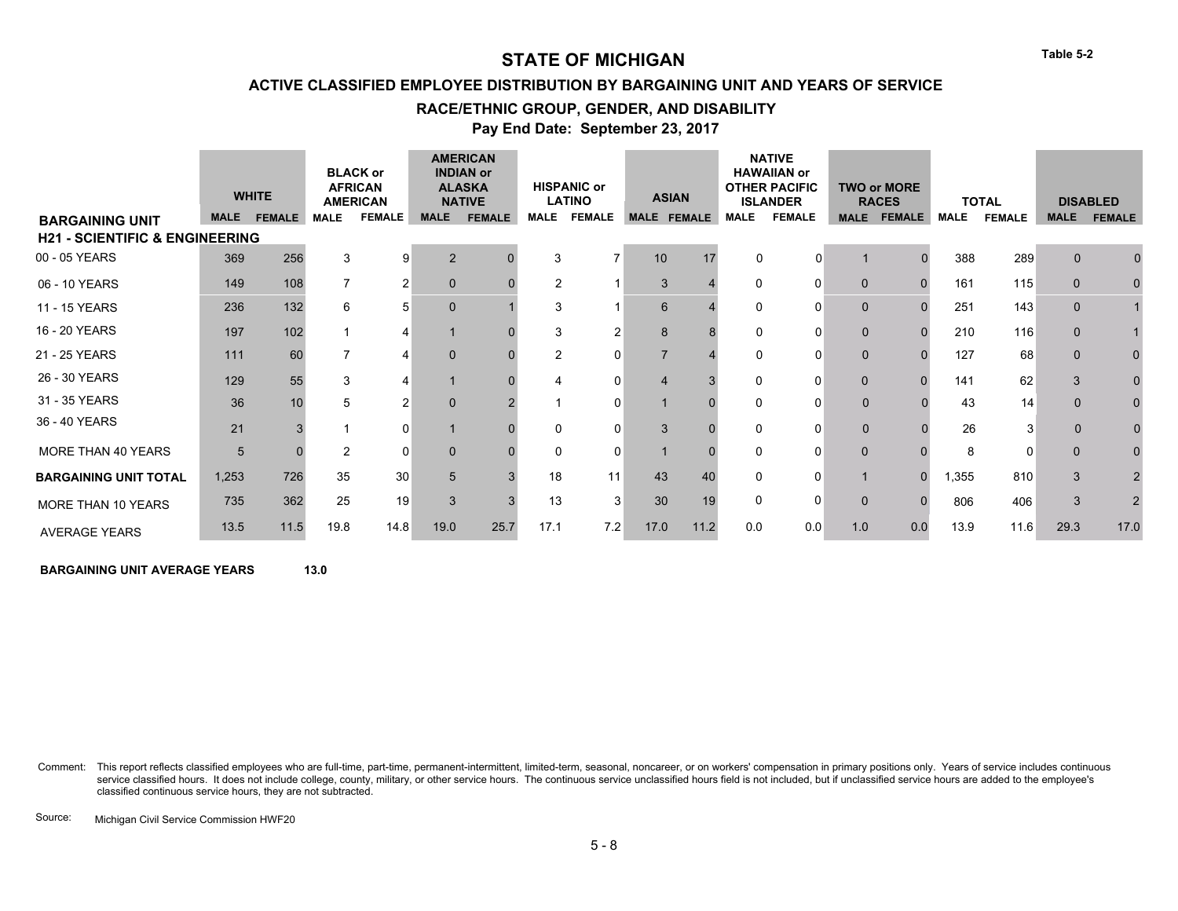Table 5-2

# STATE OF MICHIGAN

## ACTIVE CLASSIFIED EMPLOYEE DISTRIBUTION BY BARGAINING UNIT AND YEARS OF SERVICE

## RACE/ETHNIC GROUP, GENDER, AND DISABILITY

### Pay End Date: September 23, 2017

| | WHITE | | BLACK or AFRICAN AMERICAN | | AMERICAN INDIAN or ALASKA NATIVE | | HISPANIC or LATINO | | ASIAN | | NATIVE HAWAIIAN or OTHER PACIFIC ISLANDER | | TWO or MORE RACES | | TOTAL | | DISABLED | |
|---|---|---|---|---|---|---|---|---|---|---|---|---|---|---|---|---|---|---|
| **BARGAINING UNIT** | MALE | FEMALE | MALE | FEMALE | MALE | FEMALE | MALE | FEMALE | MALE | FEMALE | MALE | FEMALE | MALE | FEMALE | MALE | FEMALE | MALE | FEMALE |
| **H21 - SCIENTIFIC & ENGINEERING** | | | | | | | | | | | | | | | | | | |
| 00 - 05 YEARS | 369 | 256 | 3 | 9 | 2 | 0 | 3 | 7 | 10 | 17 | 0 | 0 | 1 | 0 | 388 | 289 | 0 | 0 |
| 06 - 10 YEARS | 149 | 108 | 7 | 2 | 0 | 0 | 2 | 1 | 3 | 4 | 0 | 0 | 0 | 0 | 161 | 115 | 0 | 0 |
| 11 - 15 YEARS | 236 | 132 | 6 | 5 | 0 | 1 | 3 | 1 | 6 | 4 | 0 | 0 | 0 | 0 | 251 | 143 | 0 | 1 |
| 16 - 20 YEARS | 197 | 102 | 1 | 4 | 1 | 0 | 3 | 2 | 8 | 8 | 0 | 0 | 0 | 0 | 210 | 116 | 0 | 1 |
| 21 - 25 YEARS | 111 | 60 | 7 | 4 | 0 | 0 | 2 | 0 | 7 | 4 | 0 | 0 | 0 | 0 | 127 | 68 | 0 | 0 |
| 26 - 30 YEARS | 129 | 55 | 3 | 4 | 1 | 0 | 4 | 0 | 4 | 3 | 0 | 0 | 0 | 0 | 141 | 62 | 3 | 0 |
| 31 - 35 YEARS | 36 | 10 | 5 | 2 | 0 | 2 | 1 | 0 | 1 | 0 | 0 | 0 | 0 | 0 | 43 | 14 | 0 | 0 |
| 36 - 40 YEARS | 21 | 3 | 1 | 0 | 1 | 0 | 0 | 0 | 3 | 0 | 0 | 0 | 0 | 0 | 26 | 3 | 0 | 0 |
| MORE THAN 40 YEARS | 5 | 0 | 2 | 0 | 0 | 0 | 0 | 0 | 1 | 0 | 0 | 0 | 0 | 0 | 8 | 0 | 0 | 0 |
| **BARGAINING UNIT TOTAL** | 1,253 | 726 | 35 | 30 | 5 | 3 | 18 | 11 | 43 | 40 | 0 | 0 | 1 | 0 | 1,355 | 810 | 3 | 2 |
| MORE THAN 10 YEARS | 735 | 362 | 25 | 19 | 3 | 3 | 13 | 3 | 30 | 19 | 0 | 0 | 0 | 0 | 806 | 406 | 3 | 2 |
| AVERAGE YEARS | 13.5 | 11.5 | 19.8 | 14.8 | 19.0 | 25.7 | 17.1 | 7.2 | 17.0 | 11.2 | 0.0 | 0.0 | 1.0 | 0.0 | 13.9 | 11.6 | 29.3 | 17.0 |

**BARGAINING UNIT AVERAGE YEARS** **13.0**

Comment: This report reflects classified employees who are full-time, part-time, permanent-intermittent, limited-term, seasonal, noncareer, or on workers' compensation in primary positions only. Years of service includes continuous service classified hours. It does not include college, county, military, or other service hours. The continuous service unclassified hours field is not included, but if unclassified service hours are added to the employee's classified continuous service hours, they are not subtracted.

Source: Michigan Civil Service Commission HWF20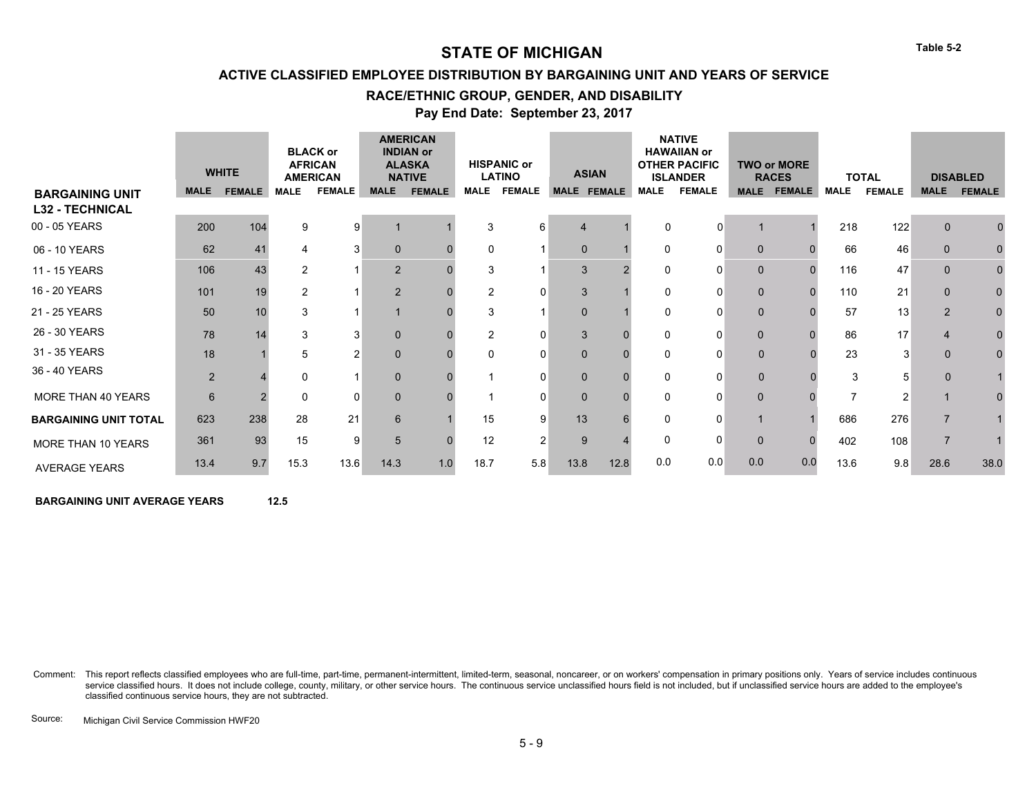# STATE OF MICHIGAN

Table 5-2

## ACTIVE CLASSIFIED EMPLOYEE DISTRIBUTION BY BARGAINING UNIT AND YEARS OF SERVICE

## RACE/ETHNIC GROUP, GENDER, AND DISABILITY

**Pay End Date: September 23, 2017**

| BARGAINING UNIT | WHITE | | BLACK or AFRICAN AMERICAN | | AMERICAN INDIAN or ALASKA NATIVE | | HISPANIC or LATINO | | ASIAN | | NATIVE HAWAIIAN or OTHER PACIFIC ISLANDER | | TWO or MORE RACES | | TOTAL | | DISABLED | |
|---|---|---|---|---|---|---|---|---|---|---|---|---|---|---|---|---|---|---|
| | MALE | FEMALE | MALE | FEMALE | MALE | FEMALE | MALE | FEMALE | MALE | FEMALE | MALE | FEMALE | MALE | FEMALE | MALE | FEMALE | MALE | FEMALE |
| **L32 - TECHNICAL** | | | | | | | | | | | | | | | | | | |
| 00 - 05 YEARS | 200 | 104 | 9 | 9 | 1 | 1 | 3 | 6 | 4 | 1 | 0 | 0 | 1 | 1 | 218 | 122 | 0 | 0 |
| 06 - 10 YEARS | 62 | 41 | 4 | 3 | 0 | 0 | 0 | 1 | 0 | 1 | 0 | 0 | 0 | 0 | 66 | 46 | 0 | 0 |
| 11 - 15 YEARS | 106 | 43 | 2 | 1 | 2 | 0 | 3 | 1 | 3 | 2 | 0 | 0 | 0 | 0 | 116 | 47 | 0 | 0 |
| 16 - 20 YEARS | 101 | 19 | 2 | 1 | 2 | 0 | 2 | 0 | 3 | 1 | 0 | 0 | 0 | 0 | 110 | 21 | 0 | 0 |
| 21 - 25 YEARS | 50 | 10 | 3 | 1 | 1 | 0 | 3 | 1 | 0 | 1 | 0 | 0 | 0 | 0 | 57 | 13 | 2 | 0 |
| 26 - 30 YEARS | 78 | 14 | 3 | 3 | 0 | 0 | 2 | 0 | 3 | 0 | 0 | 0 | 0 | 0 | 86 | 17 | 4 | 0 |
| 31 - 35 YEARS | 18 | 1 | 5 | 2 | 0 | 0 | 0 | 0 | 0 | 0 | 0 | 0 | 0 | 0 | 23 | 3 | 0 | 0 |
| 36 - 40 YEARS | 2 | 4 | 0 | 1 | 0 | 0 | 1 | 0 | 0 | 0 | 0 | 0 | 0 | 0 | 3 | 5 | 0 | 1 |
| MORE THAN 40 YEARS | 6 | 2 | 0 | 0 | 0 | 0 | 1 | 0 | 0 | 0 | 0 | 0 | 0 | 0 | 7 | 2 | 1 | 0 |
| **BARGAINING UNIT TOTAL** | 623 | 238 | 28 | 21 | 6 | 1 | 15 | 9 | 13 | 6 | 0 | 0 | 1 | 1 | 686 | 276 | 7 | 1 |
| MORE THAN 10 YEARS | 361 | 93 | 15 | 9 | 5 | 0 | 12 | 2 | 9 | 4 | 0 | 0 | 0 | 0 | 402 | 108 | 7 | 1 |
| AVERAGE YEARS | 13.4 | 9.7 | 15.3 | 13.6 | 14.3 | 1.0 | 18.7 | 5.8 | 13.8 | 12.8 | 0.0 | 0.0 | 0.0 | 0.0 | 13.6 | 9.8 | 28.6 | 38.0 |

**BARGAINING UNIT AVERAGE YEARS** 12.5

Comment: This report reflects classified employees who are full-time, part-time, permanent-intermittent, limited-term, seasonal, noncareer, or on workers' compensation in primary positions only. Years of service includes continuous service classified hours. It does not include college, county, military, or other service hours. The continuous service unclassified hours field is not included, but if unclassified service hours are added to the employee's classified continuous service hours, they are not subtracted.

Source: Michigan Civil Service Commission HWF20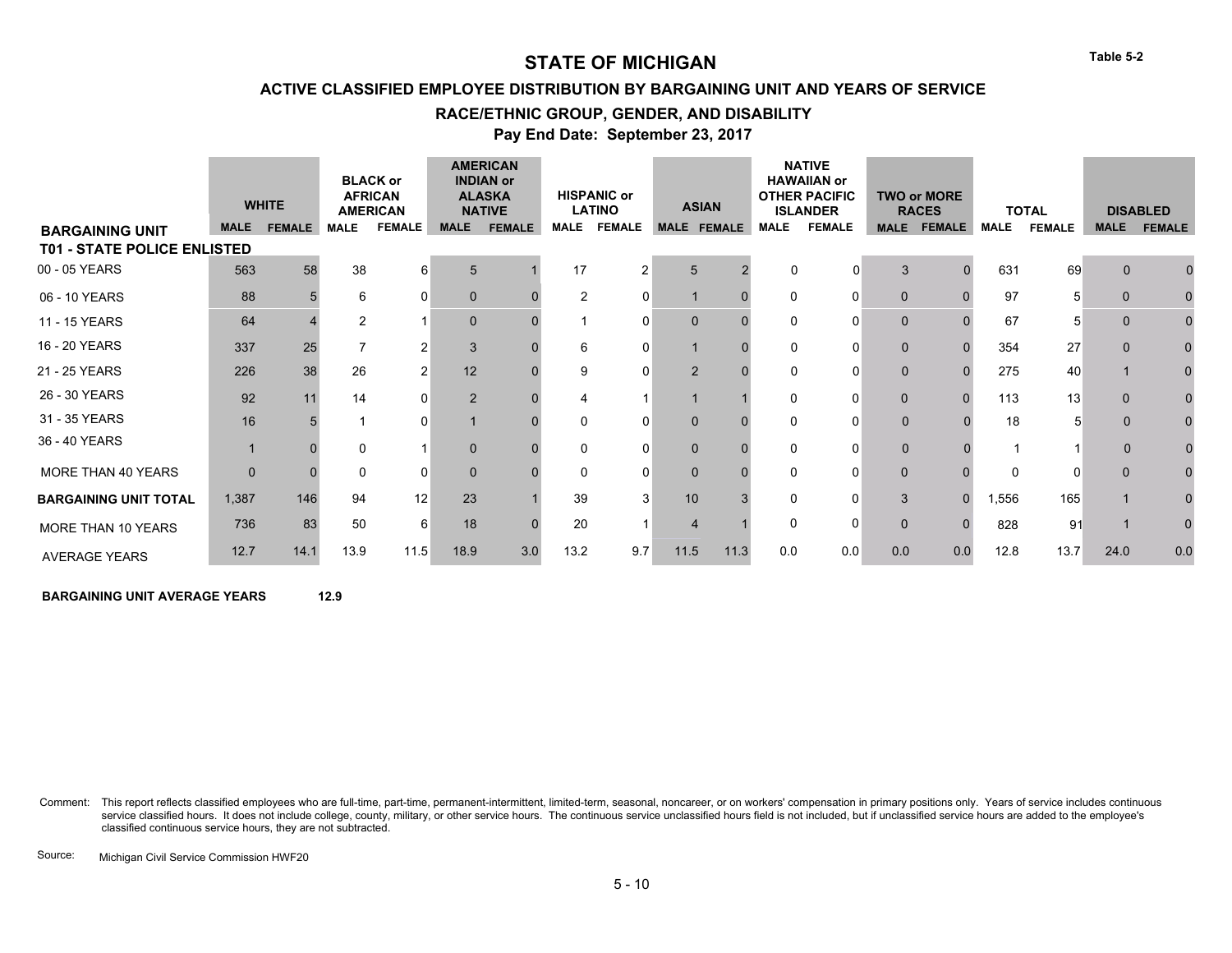Table 5-2

# STATE OF MICHIGAN

## ACTIVE CLASSIFIED EMPLOYEE DISTRIBUTION BY BARGAINING UNIT AND YEARS OF SERVICE

## RACE/ETHNIC GROUP, GENDER, AND DISABILITY

### Pay End Date: September 23, 2017

| BARGAINING UNIT | WHITE | | BLACK or AFRICAN AMERICAN | | AMERICAN INDIAN or ALASKA NATIVE | | HISPANIC or LATINO | | ASIAN | | NATIVE HAWAIIAN or OTHER PACIFIC ISLANDER | | TWO or MORE RACES | | TOTAL | | DISABLED | |
|---|---|---|---|---|---|---|---|---|---|---|---|---|---|---|---|---|---|---|
| | MALE | FEMALE | MALE | FEMALE | MALE | FEMALE | MALE | FEMALE | MALE | FEMALE | MALE | FEMALE | MALE | FEMALE | MALE | FEMALE | MALE | FEMALE |
| **T01 - STATE POLICE ENLISTED** | | | | | | | | | | | | | | | | | | |
| 00 - 05 YEARS | 563 | 58 | 38 | 6 | 5 | 1 | 17 | 2 | 5 | 2 | 0 | 0 | 3 | 0 | 631 | 69 | 0 | 0 |
| 06 - 10 YEARS | 88 | 5 | 6 | 0 | 0 | 0 | 2 | 0 | 1 | 0 | 0 | 0 | 0 | 0 | 97 | 5 | 0 | 0 |
| 11 - 15 YEARS | 64 | 4 | 2 | 1 | 0 | 0 | 1 | 0 | 0 | 0 | 0 | 0 | 0 | 0 | 67 | 5 | 0 | 0 |
| 16 - 20 YEARS | 337 | 25 | 7 | 2 | 3 | 0 | 6 | 0 | 1 | 0 | 0 | 0 | 0 | 0 | 354 | 27 | 0 | 0 |
| 21 - 25 YEARS | 226 | 38 | 26 | 2 | 12 | 0 | 9 | 0 | 2 | 0 | 0 | 0 | 0 | 0 | 275 | 40 | 1 | 0 |
| 26 - 30 YEARS | 92 | 11 | 14 | 0 | 2 | 0 | 4 | 1 | 1 | 1 | 0 | 0 | 0 | 0 | 113 | 13 | 0 | 0 |
| 31 - 35 YEARS | 16 | 5 | 1 | 0 | 1 | 0 | 0 | 0 | 0 | 0 | 0 | 0 | 0 | 0 | 18 | 5 | 0 | 0 |
| 36 - 40 YEARS | 1 | 0 | 0 | 1 | 0 | 0 | 0 | 0 | 0 | 0 | 0 | 0 | 0 | 0 | 1 | 1 | 0 | 0 |
| MORE THAN 40 YEARS | 0 | 0 | 0 | 0 | 0 | 0 | 0 | 0 | 0 | 0 | 0 | 0 | 0 | 0 | 0 | 0 | 0 | 0 |
| **BARGAINING UNIT TOTAL** | 1,387 | 146 | 94 | 12 | 23 | 1 | 39 | 3 | 10 | 3 | 0 | 0 | 3 | 0 | 1,556 | 165 | 1 | 0 |
| MORE THAN 10 YEARS | 736 | 83 | 50 | 6 | 18 | 0 | 20 | 1 | 4 | 1 | 0 | 0 | 0 | 0 | 828 | 91 | 1 | 0 |
| AVERAGE YEARS | 12.7 | 14.1 | 13.9 | 11.5 | 18.9 | 3.0 | 13.2 | 9.7 | 11.5 | 11.3 | 0.0 | 0.0 | 0.0 | 0.0 | 12.8 | 13.7 | 24.0 | 0.0 |

**BARGAINING UNIT AVERAGE YEARS** 12.9

Comment: This report reflects classified employees who are full-time, part-time, permanent-intermittent, limited-term, seasonal, noncareer, or on workers' compensation in primary positions only. Years of service includes continuous service classified hours. It does not include college, county, military, or other service hours. The continuous service unclassified hours field is not included, but if unclassified service hours are added to the employee's classified continuous service hours, they are not subtracted.

Source: Michigan Civil Service Commission HWF20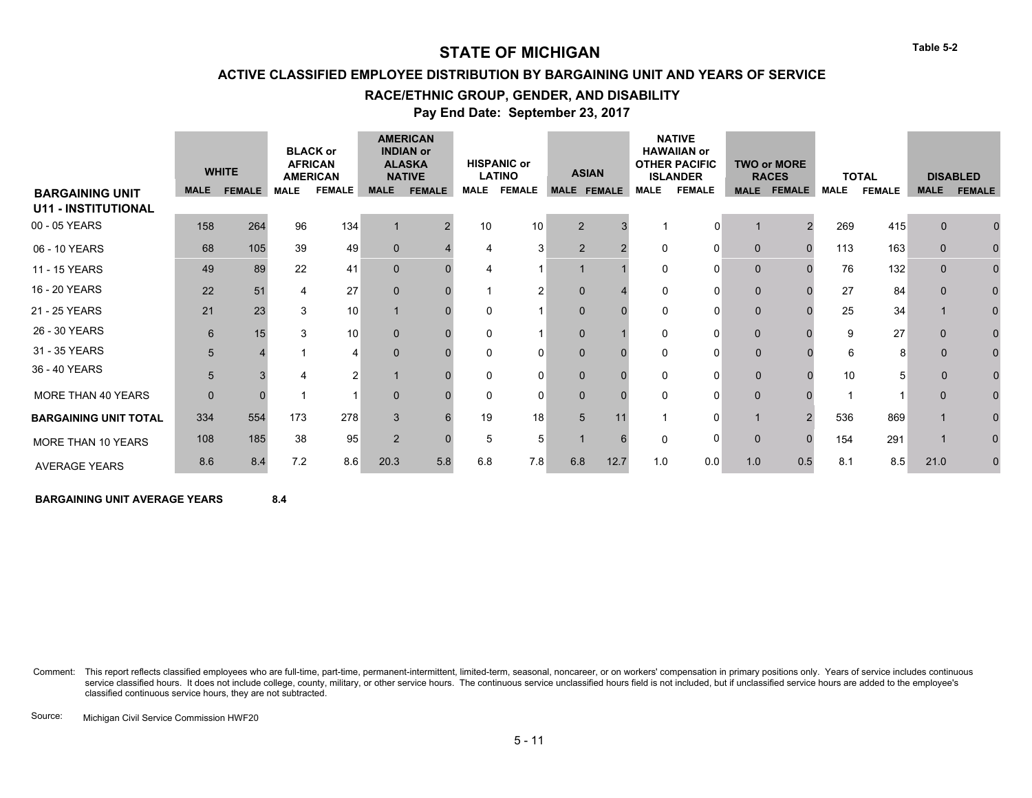# STATE OF MICHIGAN

Table 5-2

## ACTIVE CLASSIFIED EMPLOYEE DISTRIBUTION BY BARGAINING UNIT AND YEARS OF SERVICE

### RACE/ETHNIC GROUP, GENDER, AND DISABILITY

### Pay End Date: September 23, 2017

| BARGAINING UNIT | WHITE | | BLACK or AFRICAN AMERICAN | | AMERICAN INDIAN or ALASKA NATIVE | | HISPANIC or LATINO | | ASIAN | | NATIVE HAWAIIAN or OTHER PACIFIC ISLANDER | | TWO or MORE RACES | | TOTAL | | DISABLED | |
|---|---|---|---|---|---|---|---|---|---|---|---|---|---|---|---|---|---|---|
| | MALE | FEMALE | MALE | FEMALE | MALE | FEMALE | MALE | FEMALE | MALE | FEMALE | MALE | FEMALE | MALE | FEMALE | MALE | FEMALE | MALE | FEMALE |
| **U11 - INSTITUTIONAL** | | | | | | | | | | | | | | | | | | |
| 00 - 05 YEARS | 158 | 264 | 96 | 134 | 1 | 2 | 10 | 10 | 2 | 3 | 1 | 0 | 1 | 2 | 269 | 415 | 0 | 0 |
| 06 - 10 YEARS | 68 | 105 | 39 | 49 | 0 | 4 | 4 | 3 | 2 | 2 | 0 | 0 | 0 | 0 | 113 | 163 | 0 | 0 |
| 11 - 15 YEARS | 49 | 89 | 22 | 41 | 0 | 0 | 4 | 1 | 1 | 1 | 0 | 0 | 0 | 0 | 76 | 132 | 0 | 0 |
| 16 - 20 YEARS | 22 | 51 | 4 | 27 | 0 | 0 | 1 | 2 | 0 | 4 | 0 | 0 | 0 | 0 | 27 | 84 | 0 | 0 |
| 21 - 25 YEARS | 21 | 23 | 3 | 10 | 1 | 0 | 0 | 1 | 0 | 0 | 0 | 0 | 0 | 0 | 25 | 34 | 1 | 0 |
| 26 - 30 YEARS | 6 | 15 | 3 | 10 | 0 | 0 | 0 | 1 | 0 | 1 | 0 | 0 | 0 | 0 | 9 | 27 | 0 | 0 |
| 31 - 35 YEARS | 5 | 4 | 1 | 4 | 0 | 0 | 0 | 0 | 0 | 0 | 0 | 0 | 0 | 0 | 6 | 8 | 0 | 0 |
| 36 - 40 YEARS | 5 | 3 | 4 | 2 | 1 | 0 | 0 | 0 | 0 | 0 | 0 | 0 | 0 | 0 | 10 | 5 | 0 | 0 |
| MORE THAN 40 YEARS | 0 | 0 | 1 | 1 | 0 | 0 | 0 | 0 | 0 | 0 | 0 | 0 | 0 | 0 | 1 | 1 | 0 | 0 |
| **BARGAINING UNIT TOTAL** | 334 | 554 | 173 | 278 | 3 | 6 | 19 | 18 | 5 | 11 | 1 | 0 | 1 | 2 | 536 | 869 | 1 | 0 |
| MORE THAN 10 YEARS | 108 | 185 | 38 | 95 | 2 | 0 | 5 | 5 | 1 | 6 | 0 | 0 | 0 | 0 | 154 | 291 | 1 | 0 |
| AVERAGE YEARS | 8.6 | 8.4 | 7.2 | 8.6 | 20.3 | 5.8 | 6.8 | 7.8 | 6.8 | 12.7 | 1.0 | 0.0 | 1.0 | 0.5 | 8.1 | 8.5 | 21.0 | 0 |

**BARGAINING UNIT AVERAGE YEARS** 8.4

Comment: This report reflects classified employees who are full-time, part-time, permanent-intermittent, limited-term, seasonal, noncareer, or on workers' compensation in primary positions only. Years of service includes continuous service classified hours. It does not include college, county, military, or other service hours. The continuous service unclassified hours field is not included, but if unclassified service hours are added to the employee's classified continuous service hours, they are not subtracted.

Source: Michigan Civil Service Commission HWF20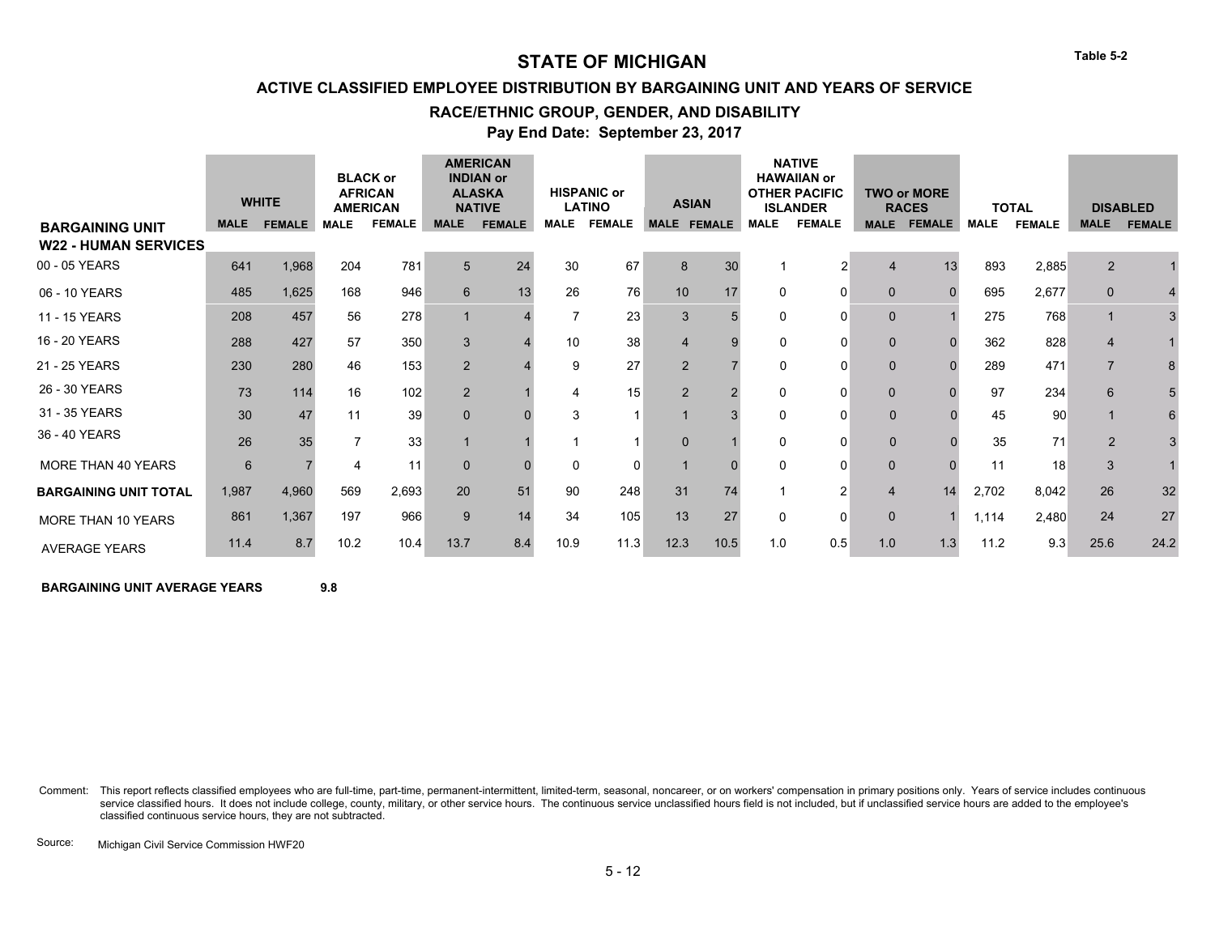# STATE OF MICHIGAN

Table 5-2

## ACTIVE CLASSIFIED EMPLOYEE DISTRIBUTION BY BARGAINING UNIT AND YEARS OF SERVICE

## RACE/ETHNIC GROUP, GENDER, AND DISABILITY

## Pay End Date: September 23, 2017

| BARGAINING UNIT | WHITE | | BLACK or AFRICAN AMERICAN | | AMERICAN INDIAN or ALASKA NATIVE | | HISPANIC or LATINO | | ASIAN | | NATIVE HAWAIIAN or OTHER PACIFIC ISLANDER | | TWO or MORE RACES | | TOTAL | | DISABLED | |
|---|---|---|---|---|---|---|---|---|---|---|---|---|---|---|---|---|---|---|
| | MALE | FEMALE | MALE | FEMALE | MALE | FEMALE | MALE | FEMALE | MALE | FEMALE | MALE | FEMALE | MALE | FEMALE | MALE | FEMALE | MALE | FEMALE |
| **W22 - HUMAN SERVICES** | | | | | | | | | | | | | | | | | | |
| 00 - 05 YEARS | 641 | 1,968 | 204 | 781 | 5 | 24 | 30 | 67 | 8 | 30 | 1 | 2 | 4 | 13 | 893 | 2,885 | 2 | 1 |
| 06 - 10 YEARS | 485 | 1,625 | 168 | 946 | 6 | 13 | 26 | 76 | 10 | 17 | 0 | 0 | 0 | 0 | 695 | 2,677 | 0 | 4 |
| 11 - 15 YEARS | 208 | 457 | 56 | 278 | 1 | 4 | 7 | 23 | 3 | 5 | 0 | 0 | 0 | 1 | 275 | 768 | 1 | 3 |
| 16 - 20 YEARS | 288 | 427 | 57 | 350 | 3 | 4 | 10 | 38 | 4 | 9 | 0 | 0 | 0 | 0 | 362 | 828 | 4 | 1 |
| 21 - 25 YEARS | 230 | 280 | 46 | 153 | 2 | 4 | 9 | 27 | 2 | 7 | 0 | 0 | 0 | 0 | 289 | 471 | 7 | 8 |
| 26 - 30 YEARS | 73 | 114 | 16 | 102 | 2 | 1 | 4 | 15 | 2 | 2 | 0 | 0 | 0 | 0 | 97 | 234 | 6 | 5 |
| 31 - 35 YEARS | 30 | 47 | 11 | 39 | 0 | 0 | 3 | 1 | 1 | 3 | 0 | 0 | 0 | 0 | 45 | 90 | 1 | 6 |
| 36 - 40 YEARS | 26 | 35 | 7 | 33 | 1 | 1 | 1 | 1 | 0 | 1 | 0 | 0 | 0 | 0 | 35 | 71 | 2 | 3 |
| MORE THAN 40 YEARS | 6 | 7 | 4 | 11 | 0 | 0 | 0 | 0 | 1 | 0 | 0 | 0 | 0 | 0 | 11 | 18 | 3 | 1 |
| **BARGAINING UNIT TOTAL** | 1,987 | 4,960 | 569 | 2,693 | 20 | 51 | 90 | 248 | 31 | 74 | 1 | 2 | 4 | 14 | 2,702 | 8,042 | 26 | 32 |
| MORE THAN 10 YEARS | 861 | 1,367 | 197 | 966 | 9 | 14 | 34 | 105 | 13 | 27 | 0 | 0 | 0 | 1 | 1,114 | 2,480 | 24 | 27 |
| AVERAGE YEARS | 11.4 | 8.7 | 10.2 | 10.4 | 13.7 | 8.4 | 10.9 | 11.3 | 12.3 | 10.5 | 1.0 | 0.5 | 1.0 | 1.3 | 11.2 | 9.3 | 25.6 | 24.2 |

**BARGAINING UNIT AVERAGE YEARS** 9.8

Comment: This report reflects classified employees who are full-time, part-time, permanent-intermittent, limited-term, seasonal, noncareer, or on workers' compensation in primary positions only. Years of service includes continuous service classified hours. It does not include college, county, military, or other service hours. The continuous service unclassified hours field is not included, but if unclassified service hours are added to the employee's classified continuous service hours, they are not subtracted.

Source: Michigan Civil Service Commission HWF20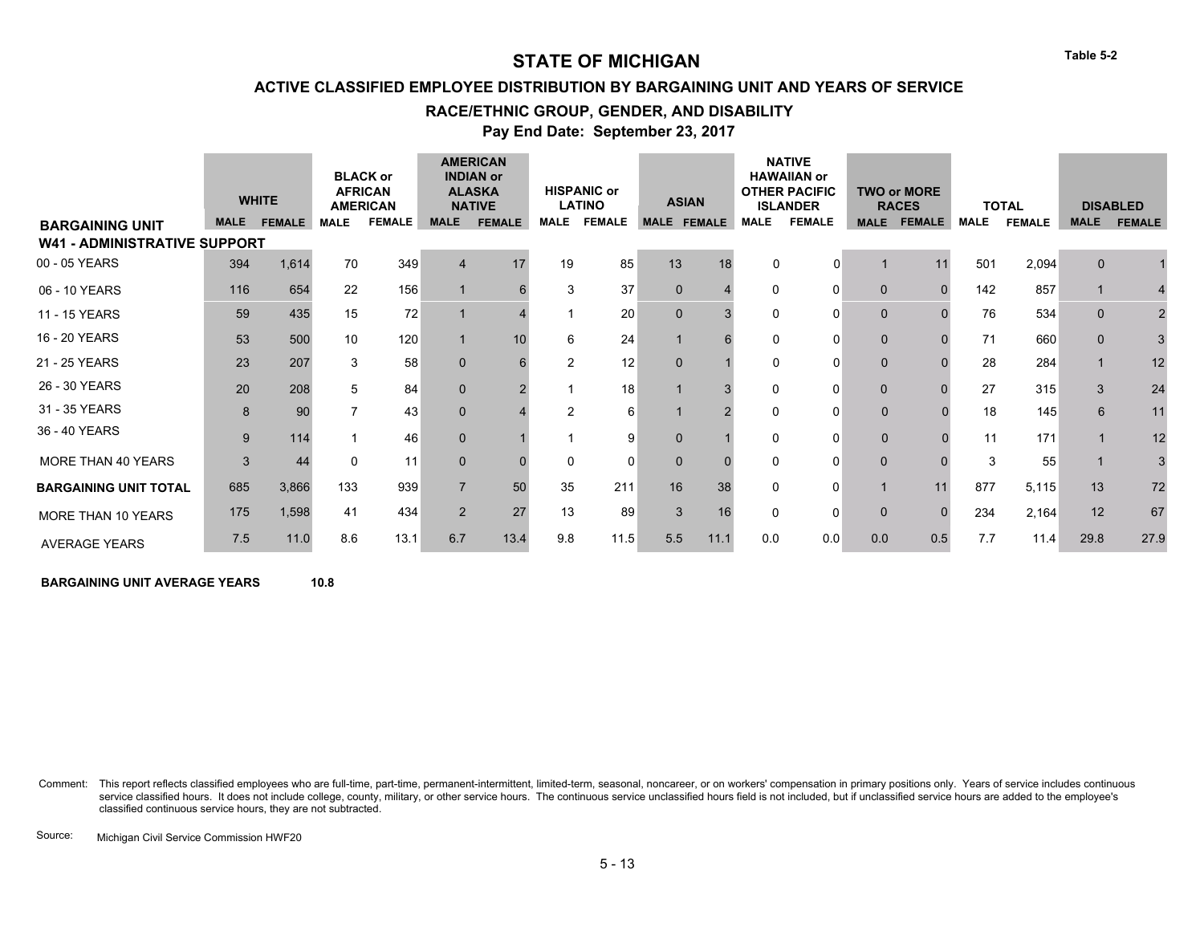Table 5-2

# STATE OF MICHIGAN

## ACTIVE CLASSIFIED EMPLOYEE DISTRIBUTION BY BARGAINING UNIT AND YEARS OF SERVICE

## RACE/ETHNIC GROUP, GENDER, AND DISABILITY

### Pay End Date: September 23, 2017

| BARGAINING UNIT | WHITE | | BLACK or AFRICAN AMERICAN | | AMERICAN INDIAN or ALASKA NATIVE | | HISPANIC or LATINO | | ASIAN | | NATIVE HAWAIIAN or OTHER PACIFIC ISLANDER | | TWO or MORE RACES | | TOTAL | | DISABLED | |
|---|---|---|---|---|---|---|---|---|---|---|---|---|---|---|---|---|---|---|
| | MALE | FEMALE | MALE | FEMALE | MALE | FEMALE | MALE | FEMALE | MALE | FEMALE | MALE | FEMALE | MALE | FEMALE | MALE | FEMALE | MALE | FEMALE |
| **W41 - ADMINISTRATIVE SUPPORT** | | | | | | | | | | | | | | | | | | |
| 00 - 05 YEARS | 394 | 1,614 | 70 | 349 | 4 | 17 | 19 | 85 | 13 | 18 | 0 | 0 | 1 | 11 | 501 | 2,094 | 0 | 1 |
| 06 - 10 YEARS | 116 | 654 | 22 | 156 | 1 | 6 | 3 | 37 | 0 | 4 | 0 | 0 | 0 | 0 | 142 | 857 | 1 | 4 |
| 11 - 15 YEARS | 59 | 435 | 15 | 72 | 1 | 4 | 1 | 20 | 0 | 3 | 0 | 0 | 0 | 0 | 76 | 534 | 0 | 2 |
| 16 - 20 YEARS | 53 | 500 | 10 | 120 | 1 | 10 | 6 | 24 | 1 | 6 | 0 | 0 | 0 | 0 | 71 | 660 | 0 | 3 |
| 21 - 25 YEARS | 23 | 207 | 3 | 58 | 0 | 6 | 2 | 12 | 0 | 1 | 0 | 0 | 0 | 0 | 28 | 284 | 1 | 12 |
| 26 - 30 YEARS | 20 | 208 | 5 | 84 | 0 | 2 | 1 | 18 | 1 | 3 | 0 | 0 | 0 | 0 | 27 | 315 | 3 | 24 |
| 31 - 35 YEARS | 8 | 90 | 7 | 43 | 0 | 4 | 2 | 6 | 1 | 2 | 0 | 0 | 0 | 0 | 18 | 145 | 6 | 11 |
| 36 - 40 YEARS | 9 | 114 | 1 | 46 | 0 | 1 | 1 | 9 | 0 | 1 | 0 | 0 | 0 | 0 | 11 | 171 | 1 | 12 |
| MORE THAN 40 YEARS | 3 | 44 | 0 | 11 | 0 | 0 | 0 | 0 | 0 | 0 | 0 | 0 | 0 | 0 | 3 | 55 | 1 | 3 |
| **BARGAINING UNIT TOTAL** | 685 | 3,866 | 133 | 939 | 7 | 50 | 35 | 211 | 16 | 38 | 0 | 0 | 1 | 11 | 877 | 5,115 | 13 | 72 |
| MORE THAN 10 YEARS | 175 | 1,598 | 41 | 434 | 2 | 27 | 13 | 89 | 3 | 16 | 0 | 0 | 0 | 0 | 234 | 2,164 | 12 | 67 |
| AVERAGE YEARS | 7.5 | 11.0 | 8.6 | 13.1 | 6.7 | 13.4 | 9.8 | 11.5 | 5.5 | 11.1 | 0.0 | 0.0 | 0.0 | 0.5 | 7.7 | 11.4 | 29.8 | 27.9 |

**BARGAINING UNIT AVERAGE YEARS** 10.8

Comment: This report reflects classified employees who are full-time, part-time, permanent-intermittent, limited-term, seasonal, noncareer, or on workers' compensation in primary positions only. Years of service includes continuous service classified hours. It does not include college, county, military, or other service hours. The continuous service unclassified hours field is not included, but if unclassified service hours are added to the employee's classified continuous service hours, they are not subtracted.

Source: Michigan Civil Service Commission HWF20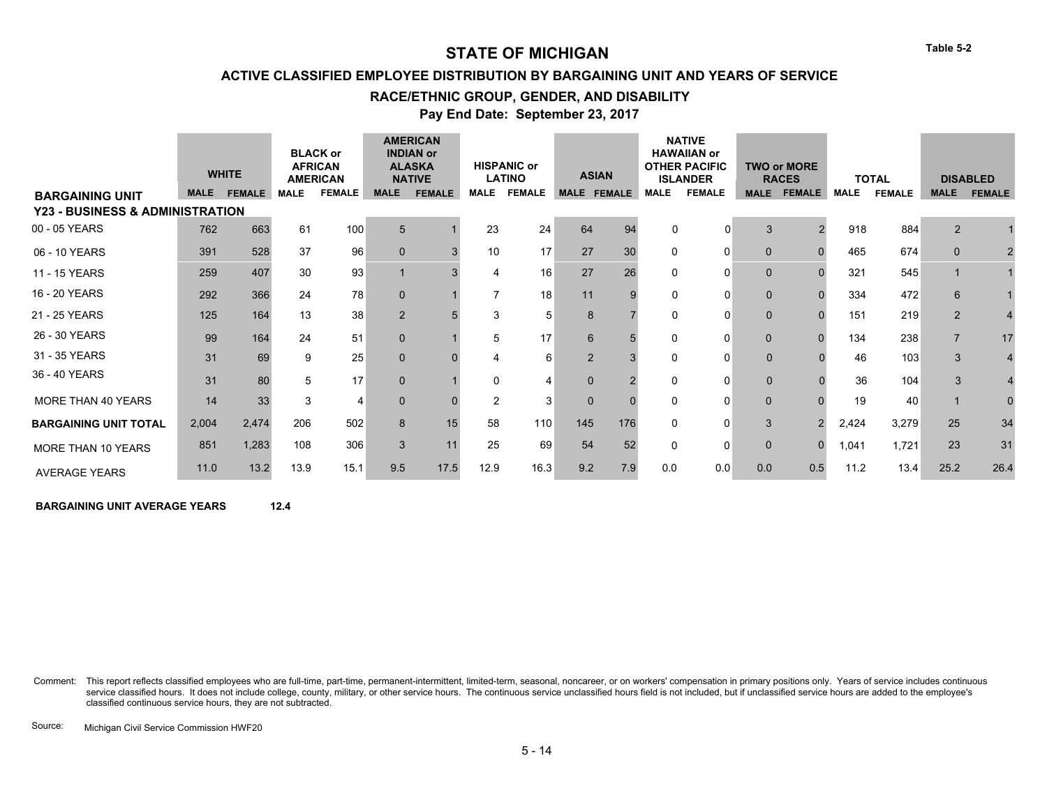Table 5-2

# STATE OF MICHIGAN

## ACTIVE CLASSIFIED EMPLOYEE DISTRIBUTION BY BARGAINING UNIT AND YEARS OF SERVICE

## RACE/ETHNIC GROUP, GENDER, AND DISABILITY

### Pay End Date: September 23, 2017

| BARGAINING UNIT | WHITE | | BLACK or AFRICAN AMERICAN | | AMERICAN INDIAN or ALASKA NATIVE | | HISPANIC or LATINO | | ASIAN | | NATIVE HAWAIIAN or OTHER PACIFIC ISLANDER | | TWO or MORE RACES | | TOTAL | | DISABLED | |
|---|---|---|---|---|---|---|---|---|---|---|---|---|---|---|---|---|---|---|
| | MALE | FEMALE | MALE | FEMALE | MALE | FEMALE | MALE | FEMALE | MALE | FEMALE | MALE | FEMALE | MALE | FEMALE | MALE | FEMALE | MALE | FEMALE |
| **Y23 - BUSINESS & ADMINISTRATION** | | | | | | | | | | | | | | | | | | |
| 00 - 05 YEARS | 762 | 663 | 61 | 100 | 5 | 1 | 23 | 24 | 64 | 94 | 0 | 0 | 3 | 2 | 918 | 884 | 2 | 1 |
| 06 - 10 YEARS | 391 | 528 | 37 | 96 | 0 | 3 | 10 | 17 | 27 | 30 | 0 | 0 | 0 | 0 | 465 | 674 | 0 | 2 |
| 11 - 15 YEARS | 259 | 407 | 30 | 93 | 1 | 3 | 4 | 16 | 27 | 26 | 0 | 0 | 0 | 0 | 321 | 545 | 1 | 1 |
| 16 - 20 YEARS | 292 | 366 | 24 | 78 | 0 | 1 | 7 | 18 | 11 | 9 | 0 | 0 | 0 | 0 | 334 | 472 | 6 | 1 |
| 21 - 25 YEARS | 125 | 164 | 13 | 38 | 2 | 5 | 3 | 5 | 8 | 7 | 0 | 0 | 0 | 0 | 151 | 219 | 2 | 4 |
| 26 - 30 YEARS | 99 | 164 | 24 | 51 | 0 | 1 | 5 | 17 | 6 | 5 | 0 | 0 | 0 | 0 | 134 | 238 | 7 | 17 |
| 31 - 35 YEARS | 31 | 69 | 9 | 25 | 0 | 0 | 4 | 6 | 2 | 3 | 0 | 0 | 0 | 0 | 46 | 103 | 3 | 4 |
| 36 - 40 YEARS | 31 | 80 | 5 | 17 | 0 | 1 | 0 | 4 | 0 | 2 | 0 | 0 | 0 | 0 | 36 | 104 | 3 | 4 |
| MORE THAN 40 YEARS | 14 | 33 | 3 | 4 | 0 | 0 | 2 | 3 | 0 | 0 | 0 | 0 | 0 | 0 | 19 | 40 | 1 | 0 |
| **BARGAINING UNIT TOTAL** | 2,004 | 2,474 | 206 | 502 | 8 | 15 | 58 | 110 | 145 | 176 | 0 | 0 | 3 | 2 | 2,424 | 3,279 | 25 | 34 |
| MORE THAN 10 YEARS | 851 | 1,283 | 108 | 306 | 3 | 11 | 25 | 69 | 54 | 52 | 0 | 0 | 0 | 0 | 1,041 | 1,721 | 23 | 31 |
| AVERAGE YEARS | 11.0 | 13.2 | 13.9 | 15.1 | 9.5 | 17.5 | 12.9 | 16.3 | 9.2 | 7.9 | 0.0 | 0.0 | 0.0 | 0.5 | 11.2 | 13.4 | 25.2 | 26.4 |

**BARGAINING UNIT AVERAGE YEARS** 12.4

Comment: This report reflects classified employees who are full-time, part-time, permanent-intermittent, limited-term, seasonal, noncareer, or on workers' compensation in primary positions only. Years of service includes continuous service classified hours. It does not include college, county, military, or other service hours. The continuous service unclassified hours field is not included, but if unclassified service hours are added to the employee's classified continuous service hours, they are not subtracted.

Source: Michigan Civil Service Commission HWF20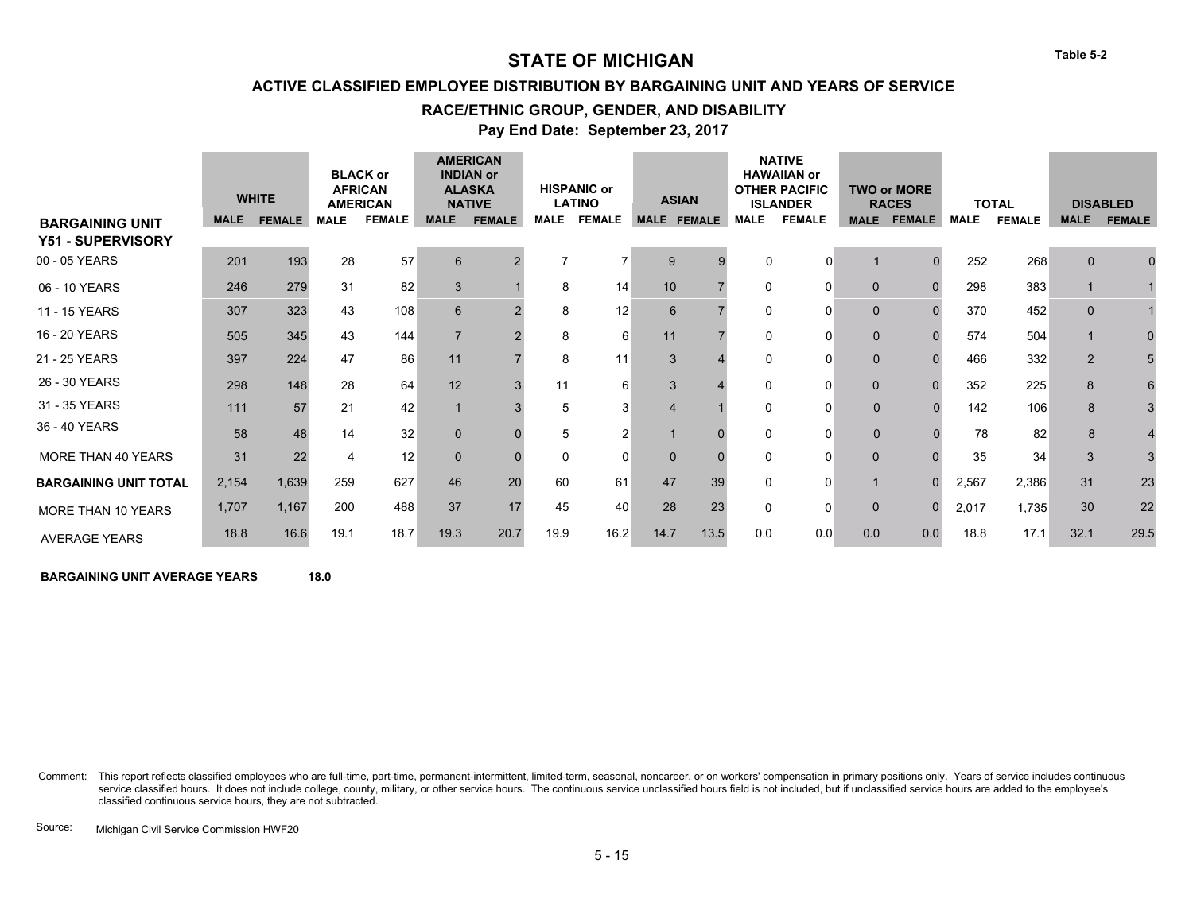# STATE OF MICHIGAN

Table 5-2

## ACTIVE CLASSIFIED EMPLOYEE DISTRIBUTION BY BARGAINING UNIT AND YEARS OF SERVICE

## RACE/ETHNIC GROUP, GENDER, AND DISABILITY

### Pay End Date: September 23, 2017

| BARGAINING UNIT | WHITE | | BLACK or AFRICAN AMERICAN | | AMERICAN INDIAN or ALASKA NATIVE | | HISPANIC or LATINO | | ASIAN | | NATIVE HAWAIIAN or OTHER PACIFIC ISLANDER | | TWO or MORE RACES | | TOTAL | | DISABLED | |
|---|---|---|---|---|---|---|---|---|---|---|---|---|---|---|---|---|---|---|
| | MALE | FEMALE | MALE | FEMALE | MALE | FEMALE | MALE | FEMALE | MALE | FEMALE | MALE | FEMALE | MALE | FEMALE | MALE | FEMALE | MALE | FEMALE |
| **Y51 - SUPERVISORY** | | | | | | | | | | | | | | | | | | |
| 00 - 05 YEARS | 201 | 193 | 28 | 57 | 6 | 2 | 7 | 7 | 9 | 9 | 0 | 0 | 1 | 0 | 252 | 268 | 0 | 0 |
| 06 - 10 YEARS | 246 | 279 | 31 | 82 | 3 | 1 | 8 | 14 | 10 | 7 | 0 | 0 | 0 | 0 | 298 | 383 | 1 | 1 |
| 11 - 15 YEARS | 307 | 323 | 43 | 108 | 6 | 2 | 8 | 12 | 6 | 7 | 0 | 0 | 0 | 0 | 370 | 452 | 0 | 1 |
| 16 - 20 YEARS | 505 | 345 | 43 | 144 | 7 | 2 | 8 | 6 | 11 | 7 | 0 | 0 | 0 | 0 | 574 | 504 | 1 | 0 |
| 21 - 25 YEARS | 397 | 224 | 47 | 86 | 11 | 7 | 8 | 11 | 3 | 4 | 0 | 0 | 0 | 0 | 466 | 332 | 2 | 5 |
| 26 - 30 YEARS | 298 | 148 | 28 | 64 | 12 | 3 | 11 | 6 | 3 | 4 | 0 | 0 | 0 | 0 | 352 | 225 | 8 | 6 |
| 31 - 35 YEARS | 111 | 57 | 21 | 42 | 1 | 3 | 5 | 3 | 4 | 1 | 0 | 0 | 0 | 0 | 142 | 106 | 8 | 3 |
| 36 - 40 YEARS | 58 | 48 | 14 | 32 | 0 | 0 | 5 | 2 | 1 | 0 | 0 | 0 | 0 | 0 | 78 | 82 | 8 | 4 |
| MORE THAN 40 YEARS | 31 | 22 | 4 | 12 | 0 | 0 | 0 | 0 | 0 | 0 | 0 | 0 | 0 | 0 | 35 | 34 | 3 | 3 |
| **BARGAINING UNIT TOTAL** | 2,154 | 1,639 | 259 | 627 | 46 | 20 | 60 | 61 | 47 | 39 | 0 | 0 | 1 | 0 | 2,567 | 2,386 | 31 | 23 |
| MORE THAN 10 YEARS | 1,707 | 1,167 | 200 | 488 | 37 | 17 | 45 | 40 | 28 | 23 | 0 | 0 | 0 | 0 | 2,017 | 1,735 | 30 | 22 |
| AVERAGE YEARS | 18.8 | 16.6 | 19.1 | 18.7 | 19.3 | 20.7 | 19.9 | 16.2 | 14.7 | 13.5 | 0.0 | 0.0 | 0.0 | 0.0 | 18.8 | 17.1 | 32.1 | 29.5 |

**BARGAINING UNIT AVERAGE YEARS** **18.0**

Comment: This report reflects classified employees who are full-time, part-time, permanent-intermittent, limited-term, seasonal, noncareer, or on workers' compensation in primary positions only. Years of service includes continuous service classified hours. It does not include college, county, military, or other service hours. The continuous service unclassified hours field is not included, but if unclassified service hours are added to the employee's classified continuous service hours, they are not subtracted.

Source: Michigan Civil Service Commission HWF20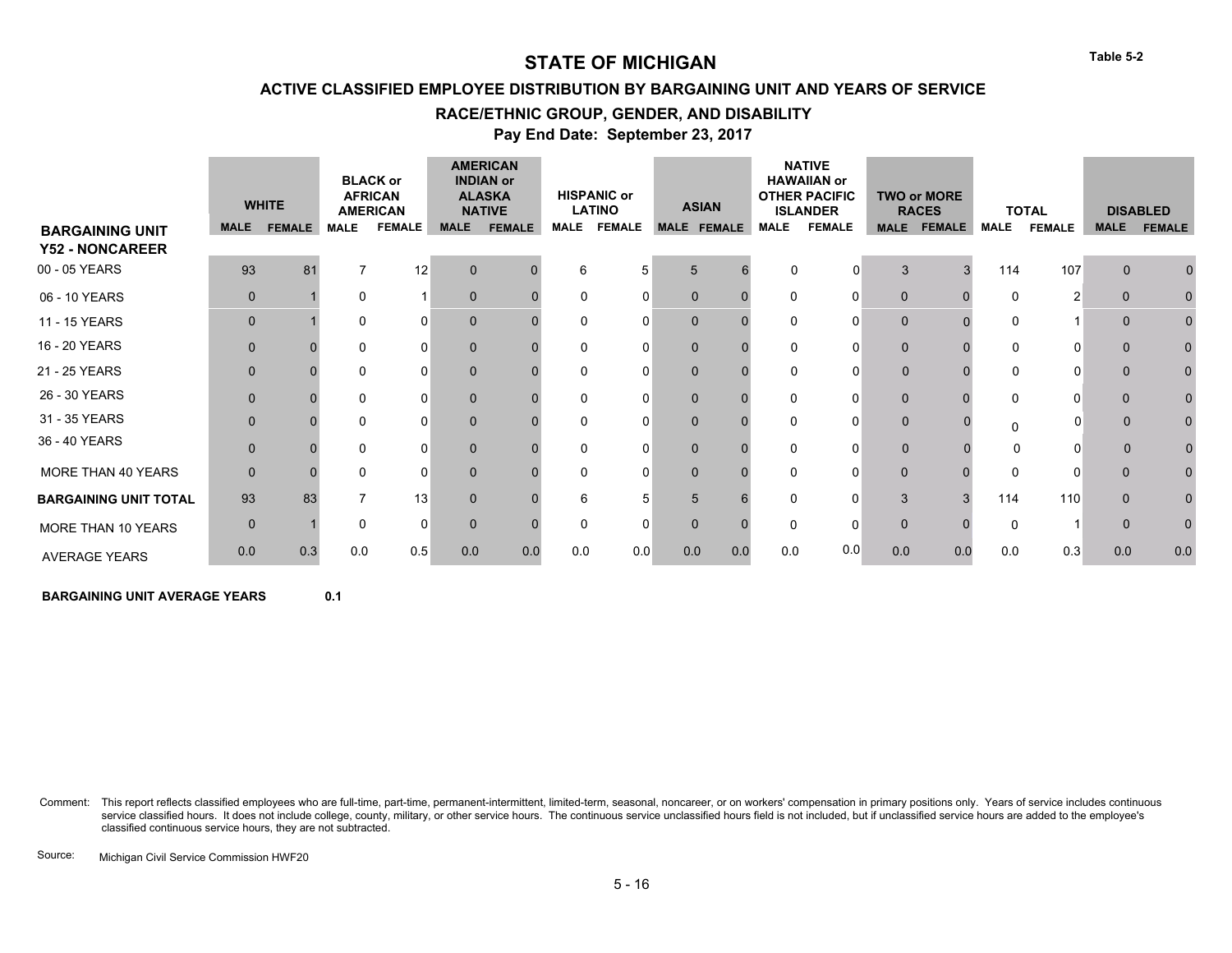# STATE OF MICHIGAN

Table 5-2

## ACTIVE CLASSIFIED EMPLOYEE DISTRIBUTION BY BARGAINING UNIT AND YEARS OF SERVICE

## RACE/ETHNIC GROUP, GENDER, AND DISABILITY

**Pay End Date: September 23, 2017**

| BARGAINING UNIT | WHITE | | BLACK or AFRICAN AMERICAN | | AMERICAN INDIAN or ALASKA NATIVE | | HISPANIC or LATINO | | ASIAN | | NATIVE HAWAIIAN or OTHER PACIFIC ISLANDER | | TWO or MORE RACES | | TOTAL | | DISABLED | |
|---|---|---|---|---|---|---|---|---|---|---|---|---|---|---|---|---|---|---|
| | MALE | FEMALE | MALE | FEMALE | MALE | FEMALE | MALE | FEMALE | MALE | FEMALE | MALE | FEMALE | MALE | FEMALE | MALE | FEMALE | MALE | FEMALE |
| **Y52 - NONCAREER** | | | | | | | | | | | | | | | | | | |
| 00 - 05 YEARS | 93 | 81 | 7 | 12 | 0 | 0 | 6 | 5 | 5 | 6 | 0 | 0 | 3 | 3 | 114 | 107 | 0 | 0 |
| 06 - 10 YEARS | 0 | 1 | 0 | 1 | 0 | 0 | 0 | 0 | 0 | 0 | 0 | 0 | 0 | 0 | 0 | 2 | 0 | 0 |
| 11 - 15 YEARS | 0 | 1 | 0 | 0 | 0 | 0 | 0 | 0 | 0 | 0 | 0 | 0 | 0 | 0 | 0 | 1 | 0 | 0 |
| 16 - 20 YEARS | 0 | 0 | 0 | 0 | 0 | 0 | 0 | 0 | 0 | 0 | 0 | 0 | 0 | 0 | 0 | 0 | 0 | 0 |
| 21 - 25 YEARS | 0 | 0 | 0 | 0 | 0 | 0 | 0 | 0 | 0 | 0 | 0 | 0 | 0 | 0 | 0 | 0 | 0 | 0 |
| 26 - 30 YEARS | 0 | 0 | 0 | 0 | 0 | 0 | 0 | 0 | 0 | 0 | 0 | 0 | 0 | 0 | 0 | 0 | 0 | 0 |
| 31 - 35 YEARS | 0 | 0 | 0 | 0 | 0 | 0 | 0 | 0 | 0 | 0 | 0 | 0 | 0 | 0 | 0 | 0 | 0 | 0 |
| 36 - 40 YEARS | 0 | 0 | 0 | 0 | 0 | 0 | 0 | 0 | 0 | 0 | 0 | 0 | 0 | 0 | 0 | 0 | 0 | 0 |
| MORE THAN 40 YEARS | 0 | 0 | 0 | 0 | 0 | 0 | 0 | 0 | 0 | 0 | 0 | 0 | 0 | 0 | 0 | 0 | 0 | 0 |
| **BARGAINING UNIT TOTAL** | 93 | 83 | 7 | 13 | 0 | 0 | 6 | 5 | 5 | 6 | 0 | 0 | 3 | 3 | 114 | 110 | 0 | 0 |
| MORE THAN 10 YEARS | 0 | 1 | 0 | 0 | 0 | 0 | 0 | 0 | 0 | 0 | 0 | 0 | 0 | 0 | 0 | 1 | 0 | 0 |
| AVERAGE YEARS | 0.0 | 0.3 | 0.0 | 0.5 | 0.0 | 0.0 | 0.0 | 0.0 | 0.0 | 0.0 | 0.0 | 0.0 | 0.0 | 0.0 | 0.0 | 0.3 | 0.0 | 0.0 |

**BARGAINING UNIT AVERAGE YEARS** 0.1

Comment: This report reflects classified employees who are full-time, part-time, permanent-intermittent, limited-term, seasonal, noncareer, or on workers' compensation in primary positions only. Years of service includes continuous service classified hours. It does not include college, county, military, or other service hours. The continuous service unclassified hours field is not included, but if unclassified service hours are added to the employee's classified continuous service hours, they are not subtracted.

Source: Michigan Civil Service Commission HWF20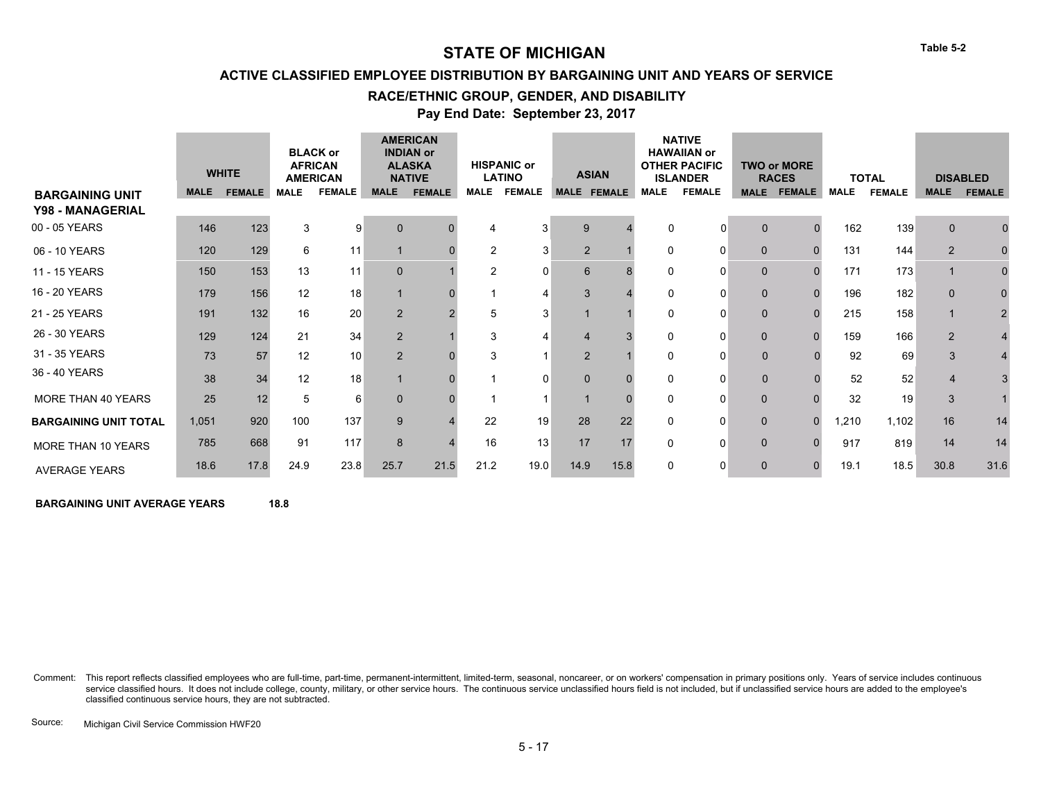# STATE OF MICHIGAN

Table 5-2

## ACTIVE CLASSIFIED EMPLOYEE DISTRIBUTION BY BARGAINING UNIT AND YEARS OF SERVICE

## RACE/ETHNIC GROUP, GENDER, AND DISABILITY

### Pay End Date: September 23, 2017

| BARGAINING UNIT | WHITE | | BLACK or AFRICAN AMERICAN | | AMERICAN INDIAN or ALASKA NATIVE | | HISPANIC or LATINO | | ASIAN | | NATIVE HAWAIIAN or OTHER PACIFIC ISLANDER | | TWO or MORE RACES | | TOTAL | | DISABLED | |
|---|---|---|---|---|---|---|---|---|---|---|---|---|---|---|---|---|---|---|
| | MALE | FEMALE | MALE | FEMALE | MALE | FEMALE | MALE | FEMALE | MALE | FEMALE | MALE | FEMALE | MALE | FEMALE | MALE | FEMALE | MALE | FEMALE |
| **Y98 - MANAGERIAL** | | | | | | | | | | | | | | | | | | |
| 00 - 05 YEARS | 146 | 123 | 3 | 9 | 0 | 0 | 4 | 3 | 9 | 4 | 0 | 0 | 0 | 0 | 162 | 139 | 0 | 0 |
| 06 - 10 YEARS | 120 | 129 | 6 | 11 | 1 | 0 | 2 | 3 | 2 | 1 | 0 | 0 | 0 | 0 | 131 | 144 | 2 | 0 |
| 11 - 15 YEARS | 150 | 153 | 13 | 11 | 0 | 1 | 2 | 0 | 6 | 8 | 0 | 0 | 0 | 0 | 171 | 173 | 1 | 0 |
| 16 - 20 YEARS | 179 | 156 | 12 | 18 | 1 | 0 | 1 | 4 | 3 | 4 | 0 | 0 | 0 | 0 | 196 | 182 | 0 | 0 |
| 21 - 25 YEARS | 191 | 132 | 16 | 20 | 2 | 2 | 5 | 3 | 1 | 1 | 0 | 0 | 0 | 0 | 215 | 158 | 1 | 2 |
| 26 - 30 YEARS | 129 | 124 | 21 | 34 | 2 | 1 | 3 | 4 | 4 | 3 | 0 | 0 | 0 | 0 | 159 | 166 | 2 | 4 |
| 31 - 35 YEARS | 73 | 57 | 12 | 10 | 2 | 0 | 3 | 1 | 2 | 1 | 0 | 0 | 0 | 0 | 92 | 69 | 3 | 4 |
| 36 - 40 YEARS | 38 | 34 | 12 | 18 | 1 | 0 | 1 | 0 | 0 | 0 | 0 | 0 | 0 | 0 | 52 | 52 | 4 | 3 |
| MORE THAN 40 YEARS | 25 | 12 | 5 | 6 | 0 | 0 | 1 | 1 | 1 | 0 | 0 | 0 | 0 | 0 | 32 | 19 | 3 | 1 |
| **BARGAINING UNIT TOTAL** | 1,051 | 920 | 100 | 137 | 9 | 4 | 22 | 19 | 28 | 22 | 0 | 0 | 0 | 0 | 1,210 | 1,102 | 16 | 14 |
| MORE THAN 10 YEARS | 785 | 668 | 91 | 117 | 8 | 4 | 16 | 13 | 17 | 17 | 0 | 0 | 0 | 0 | 917 | 819 | 14 | 14 |
| AVERAGE YEARS | 18.6 | 17.8 | 24.9 | 23.8 | 25.7 | 21.5 | 21.2 | 19.0 | 14.9 | 15.8 | 0 | 0 | 0 | 0 | 19.1 | 18.5 | 30.8 | 31.6 |

**BARGAINING UNIT AVERAGE YEARS** 18.8

Comment: This report reflects classified employees who are full-time, part-time, permanent-intermittent, limited-term, seasonal, noncareer, or on workers' compensation in primary positions only. Years of service includes continuous service classified hours. It does not include college, county, military, or other service hours. The continuous service unclassified hours field is not included, but if unclassified service hours are added to the employee's classified continuous service hours, they are not subtracted.

Source: Michigan Civil Service Commission HWF20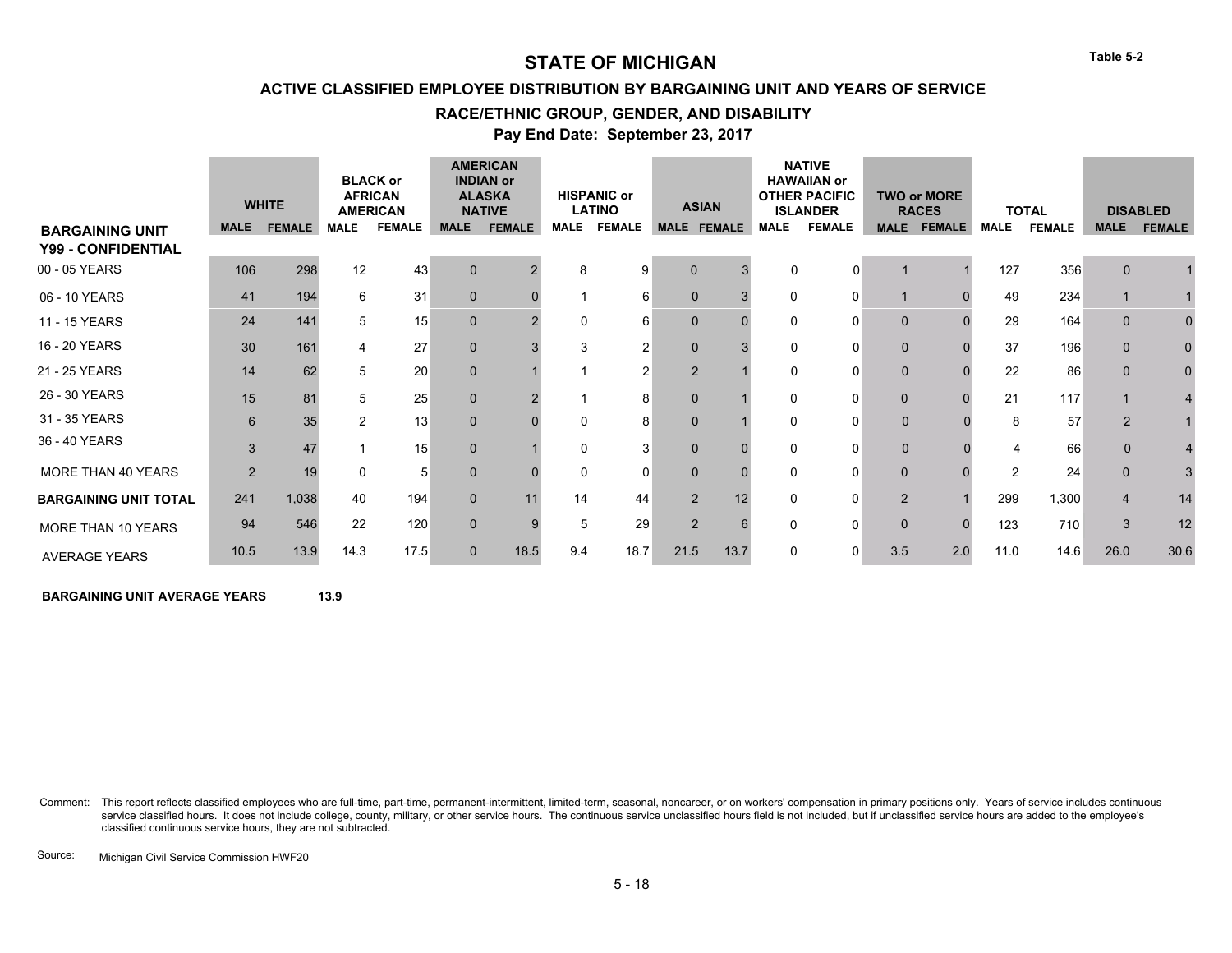# STATE OF MICHIGAN

Table 5-2

## ACTIVE CLASSIFIED EMPLOYEE DISTRIBUTION BY BARGAINING UNIT AND YEARS OF SERVICE

## RACE/ETHNIC GROUP, GENDER, AND DISABILITY

### Pay End Date: September 23, 2017

| BARGAINING UNIT | WHITE | | BLACK or AFRICAN AMERICAN | | AMERICAN INDIAN or ALASKA NATIVE | | HISPANIC or LATINO | | ASIAN | | NATIVE HAWAIIAN or OTHER PACIFIC ISLANDER | | TWO or MORE RACES | | TOTAL | | DISABLED | |
|---|---|---|---|---|---|---|---|---|---|---|---|---|---|---|---|---|---|---|
| | MALE | FEMALE | MALE | FEMALE | MALE | FEMALE | MALE | FEMALE | MALE | FEMALE | MALE | FEMALE | MALE | FEMALE | MALE | FEMALE | MALE | FEMALE |
| **Y99 - CONFIDENTIAL** | | | | | | | | | | | | | | | | | | |
| 00 - 05 YEARS | 106 | 298 | 12 | 43 | 0 | 2 | 8 | 9 | 0 | 3 | 0 | 0 | 1 | 1 | 127 | 356 | 0 | 1 |
| 06 - 10 YEARS | 41 | 194 | 6 | 31 | 0 | 0 | 1 | 6 | 0 | 3 | 0 | 0 | 1 | 0 | 49 | 234 | 1 | 1 |
| 11 - 15 YEARS | 24 | 141 | 5 | 15 | 0 | 2 | 0 | 6 | 0 | 0 | 0 | 0 | 0 | 0 | 29 | 164 | 0 | 0 |
| 16 - 20 YEARS | 30 | 161 | 4 | 27 | 0 | 3 | 3 | 2 | 0 | 3 | 0 | 0 | 0 | 0 | 37 | 196 | 0 | 0 |
| 21 - 25 YEARS | 14 | 62 | 5 | 20 | 0 | 1 | 1 | 2 | 2 | 1 | 0 | 0 | 0 | 0 | 22 | 86 | 0 | 0 |
| 26 - 30 YEARS | 15 | 81 | 5 | 25 | 0 | 2 | 1 | 8 | 0 | 1 | 0 | 0 | 0 | 0 | 21 | 117 | 1 | 4 |
| 31 - 35 YEARS | 6 | 35 | 2 | 13 | 0 | 0 | 0 | 8 | 0 | 1 | 0 | 0 | 0 | 0 | 8 | 57 | 2 | 1 |
| 36 - 40 YEARS | 3 | 47 | 1 | 15 | 0 | 1 | 0 | 3 | 0 | 0 | 0 | 0 | 0 | 0 | 4 | 66 | 0 | 4 |
| MORE THAN 40 YEARS | 2 | 19 | 0 | 5 | 0 | 0 | 0 | 0 | 0 | 0 | 0 | 0 | 0 | 0 | 2 | 24 | 0 | 3 |
| **BARGAINING UNIT TOTAL** | 241 | 1,038 | 40 | 194 | 0 | 11 | 14 | 44 | 2 | 12 | 0 | 0 | 2 | 1 | 299 | 1,300 | 4 | 14 |
| MORE THAN 10 YEARS | 94 | 546 | 22 | 120 | 0 | 9 | 5 | 29 | 2 | 6 | 0 | 0 | 0 | 0 | 123 | 710 | 3 | 12 |
| AVERAGE YEARS | 10.5 | 13.9 | 14.3 | 17.5 | 0 | 18.5 | 9.4 | 18.7 | 21.5 | 13.7 | 0 | 0 | 3.5 | 2.0 | 11.0 | 14.6 | 26.0 | 30.6 |

**BARGAINING UNIT AVERAGE YEARS** 13.9

Comment: This report reflects classified employees who are full-time, part-time, permanent-intermittent, limited-term, seasonal, noncareer, or on workers' compensation in primary positions only. Years of service includes continuous service classified hours. It does not include college, county, military, or other service hours. The continuous service unclassified hours field is not included, but if unclassified service hours are added to the employee's classified continuous service hours, they are not subtracted.

Source: Michigan Civil Service Commission HWF20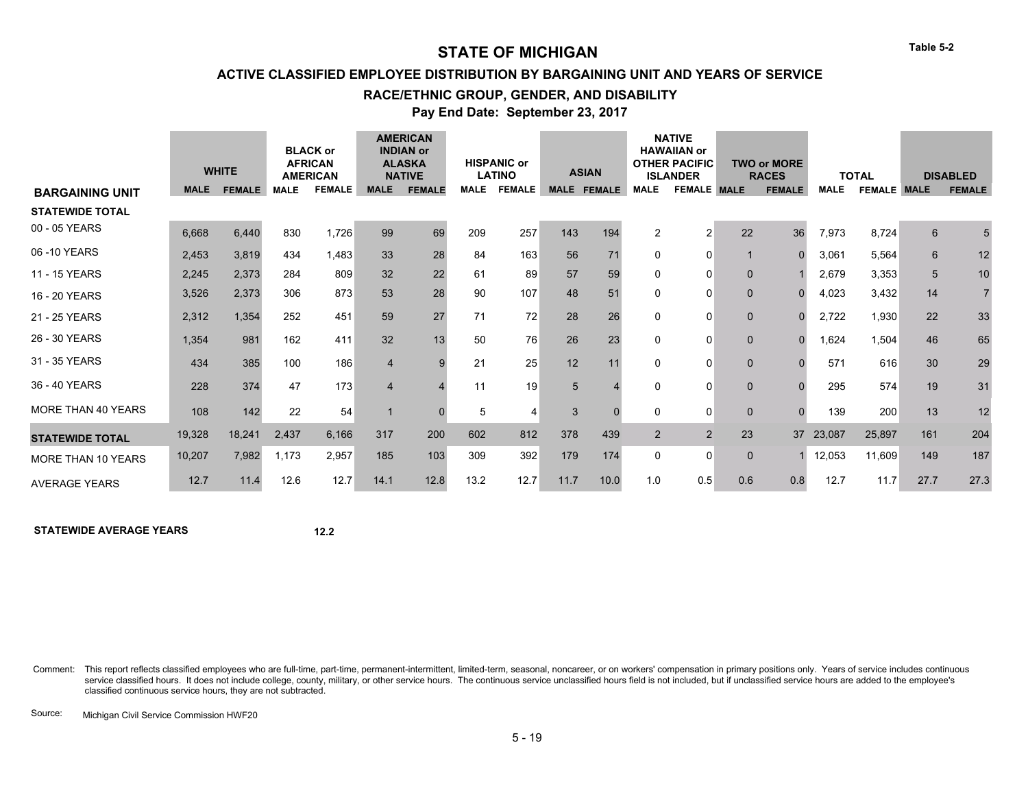Table 5-2

# STATE OF MICHIGAN

## ACTIVE CLASSIFIED EMPLOYEE DISTRIBUTION BY BARGAINING UNIT AND YEARS OF SERVICE

## RACE/ETHNIC GROUP, GENDER, AND DISABILITY

### Pay End Date: September 23, 2017

| BARGAINING UNIT | WHITE | | BLACK or AFRICAN AMERICAN | | AMERICAN INDIAN or ALASKA NATIVE | | HISPANIC or LATINO | | ASIAN | | NATIVE HAWAIIAN or OTHER PACIFIC ISLANDER | | TWO or MORE RACES | | TOTAL | | DISABLED | |
|---|---|---|---|---|---|---|---|---|---|---|---|---|---|---|---|---|---|---|
| | MALE | FEMALE | MALE | FEMALE | MALE | FEMALE | MALE | FEMALE | MALE | FEMALE | MALE | FEMALE | MALE | FEMALE | MALE | FEMALE | MALE | FEMALE |
| **STATEWIDE TOTAL** | | | | | | | | | | | | | | | | | | |
| 00 - 05 YEARS | 6,668 | 6,440 | 830 | 1,726 | 99 | 69 | 209 | 257 | 143 | 194 | 2 | 2 | 22 | 36 | 7,973 | 8,724 | 6 | 5 |
| 06 -10 YEARS | 2,453 | 3,819 | 434 | 1,483 | 33 | 28 | 84 | 163 | 56 | 71 | 0 | 0 | 1 | 0 | 3,061 | 5,564 | 6 | 12 |
| 11 - 15 YEARS | 2,245 | 2,373 | 284 | 809 | 32 | 22 | 61 | 89 | 57 | 59 | 0 | 0 | 0 | 1 | 2,679 | 3,353 | 5 | 10 |
| 16 - 20 YEARS | 3,526 | 2,373 | 306 | 873 | 53 | 28 | 90 | 107 | 48 | 51 | 0 | 0 | 0 | 0 | 4,023 | 3,432 | 14 | 7 |
| 21 - 25 YEARS | 2,312 | 1,354 | 252 | 451 | 59 | 27 | 71 | 72 | 28 | 26 | 0 | 0 | 0 | 0 | 2,722 | 1,930 | 22 | 33 |
| 26 - 30 YEARS | 1,354 | 981 | 162 | 411 | 32 | 13 | 50 | 76 | 26 | 23 | 0 | 0 | 0 | 0 | 1,624 | 1,504 | 46 | 65 |
| 31 - 35 YEARS | 434 | 385 | 100 | 186 | 4 | 9 | 21 | 25 | 12 | 11 | 0 | 0 | 0 | 0 | 571 | 616 | 30 | 29 |
| 36 - 40 YEARS | 228 | 374 | 47 | 173 | 4 | 4 | 11 | 19 | 5 | 4 | 0 | 0 | 0 | 0 | 295 | 574 | 19 | 31 |
| MORE THAN 40 YEARS | 108 | 142 | 22 | 54 | 1 | 0 | 5 | 4 | 3 | 0 | 0 | 0 | 0 | 0 | 139 | 200 | 13 | 12 |
| **STATEWIDE TOTAL** | 19,328 | 18,241 | 2,437 | 6,166 | 317 | 200 | 602 | 812 | 378 | 439 | 2 | 2 | 23 | 37 | 23,087 | 25,897 | 161 | 204 |
| MORE THAN 10 YEARS | 10,207 | 7,982 | 1,173 | 2,957 | 185 | 103 | 309 | 392 | 179 | 174 | 0 | 0 | 0 | 1 | 12,053 | 11,609 | 149 | 187 |
| AVERAGE YEARS | 12.7 | 11.4 | 12.6 | 12.7 | 14.1 | 12.8 | 13.2 | 12.7 | 11.7 | 10.0 | 1.0 | 0.5 | 0.6 | 0.8 | 12.7 | 11.7 | 27.7 | 27.3 |

**STATEWIDE AVERAGE YEARS** **12.2**

Comment: This report reflects classified employees who are full-time, part-time, permanent-intermittent, limited-term, seasonal, noncareer, or on workers' compensation in primary positions only. Years of service includes continuous service classified hours. It does not include college, county, military, or other service hours. The continuous service unclassified hours field is not included, but if unclassified service hours are added to the employee's classified continuous service hours, they are not subtracted.

Source: Michigan Civil Service Commission HWF20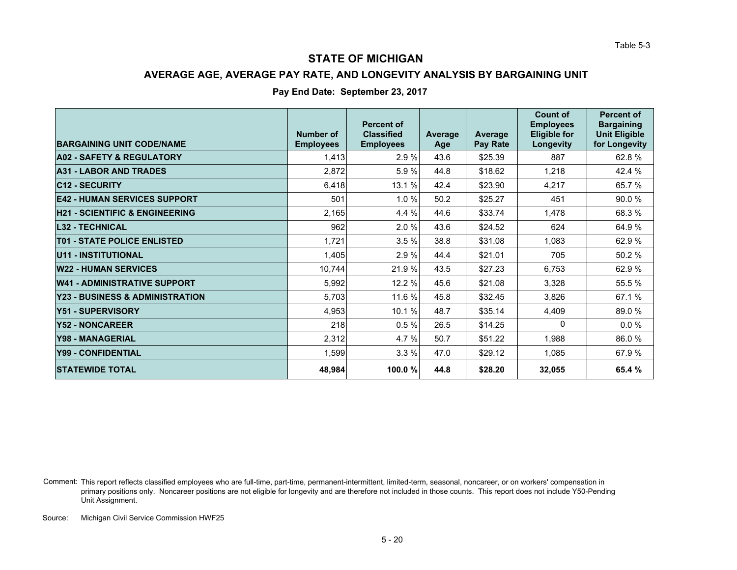Table 5-3

# STATE OF MICHIGAN

## AVERAGE AGE, AVERAGE PAY RATE, AND LONGEVITY ANALYSIS BY BARGAINING UNIT

**Pay End Date: September 23, 2017**

| BARGAINING UNIT CODE/NAME | Number of Employees | Percent of Classified Employees | Average Age | Average Pay Rate | Count of Employees Eligible for Longevity | Percent of Bargaining Unit Eligible for Longevity |
|---|---|---|---|---|---|---|
| **A02 - SAFETY & REGULATORY** | 1,413 | 2.9 % | 43.6 | $25.39 | 887 | 62.8 % |
| **A31 - LABOR AND TRADES** | 2,872 | 5.9 % | 44.8 | $18.62 | 1,218 | 42.4 % |
| **C12 - SECURITY** | 6,418 | 13.1 % | 42.4 | $23.90 | 4,217 | 65.7 % |
| **E42 - HUMAN SERVICES SUPPORT** | 501 | 1.0 % | 50.2 | $25.27 | 451 | 90.0 % |
| **H21 - SCIENTIFIC & ENGINEERING** | 2,165 | 4.4 % | 44.6 | $33.74 | 1,478 | 68.3 % |
| **L32 - TECHNICAL** | 962 | 2.0 % | 43.6 | $24.52 | 624 | 64.9 % |
| **T01 - STATE POLICE ENLISTED** | 1,721 | 3.5 % | 38.8 | $31.08 | 1,083 | 62.9 % |
| **U11 - INSTITUTIONAL** | 1,405 | 2.9 % | 44.4 | $21.01 | 705 | 50.2 % |
| **W22 - HUMAN SERVICES** | 10,744 | 21.9 % | 43.5 | $27.23 | 6,753 | 62.9 % |
| **W41 - ADMINISTRATIVE SUPPORT** | 5,992 | 12.2 % | 45.6 | $21.08 | 3,328 | 55.5 % |
| **Y23 - BUSINESS & ADMINISTRATION** | 5,703 | 11.6 % | 45.8 | $32.45 | 3,826 | 67.1 % |
| **Y51 - SUPERVISORY** | 4,953 | 10.1 % | 48.7 | $35.14 | 4,409 | 89.0 % |
| **Y52 - NONCAREER** | 218 | 0.5 % | 26.5 | $14.25 | 0 | 0.0 % |
| **Y98 - MANAGERIAL** | 2,312 | 4.7 % | 50.7 | $51.22 | 1,988 | 86.0 % |
| **Y99 - CONFIDENTIAL** | 1,599 | 3.3 % | 47.0 | $29.12 | 1,085 | 67.9 % |
| **STATEWIDE TOTAL** | **48,984** | **100.0 %** | **44.8** | **$28.20** | **32,055** | **65.4 %** |

Comment: This report reflects classified employees who are full-time, part-time, permanent-intermittent, limited-term, seasonal, noncareer, or on workers' compensation in primary positions only. Noncareer positions are not eligible for longevity and are therefore not included in those counts. This report does not include Y50-Pending Unit Assignment.

Source: Michigan Civil Service Commission HWF25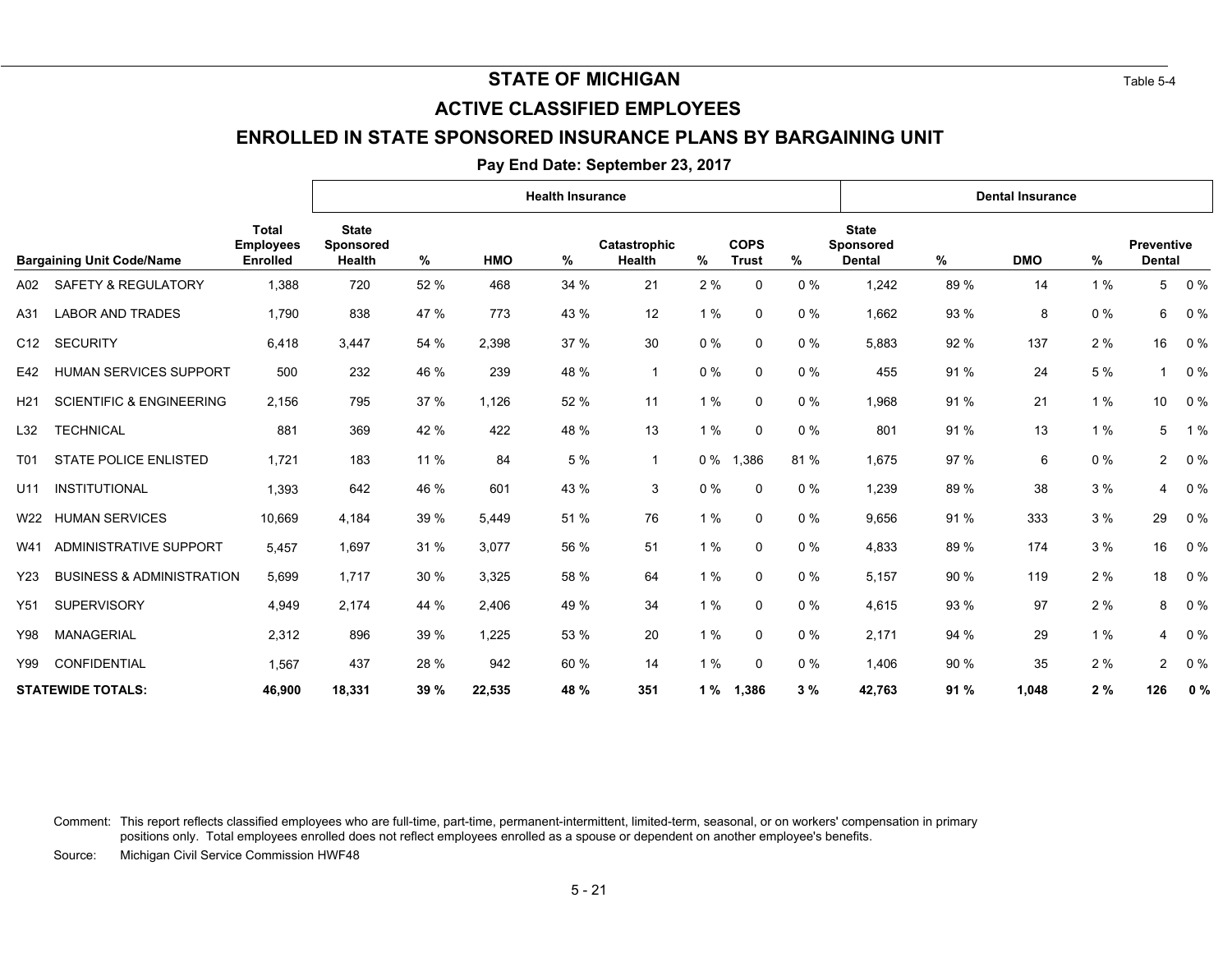# STATE OF MICHIGAN

Table 5-4

## ACTIVE CLASSIFIED EMPLOYEES

## ENROLLED IN STATE SPONSORED INSURANCE PLANS BY BARGAINING UNIT

**Pay End Date: September 23, 2017**

| | | | Health Insurance | | | | | | | | Dental Insurance | | | | | |
|---|---|---|---|---|---|---|---|---|---|---|---|---|---|---|---|---|
| **Bargaining Unit Code/Name** | | **Total Employees Enrolled** | **State Sponsored Health** | **%** | **HMO** | **%** | **Catastrophic Health** | **%** | **COPS Trust** | **%** | **State Sponsored Dental** | **%** | **DMO** | **%** | **Preventive Dental** | |
| A02 | SAFETY & REGULATORY | 1,388 | 720 | 52 % | 468 | 34 % | 21 | 2 % | 0 | 0 % | 1,242 | 89 % | 14 | 1 % | 5 | 0 % |
| A31 | LABOR AND TRADES | 1,790 | 838 | 47 % | 773 | 43 % | 12 | 1 % | 0 | 0 % | 1,662 | 93 % | 8 | 0 % | 6 | 0 % |
| C12 | SECURITY | 6,418 | 3,447 | 54 % | 2,398 | 37 % | 30 | 0 % | 0 | 0 % | 5,883 | 92 % | 137 | 2 % | 16 | 0 % |
| E42 | HUMAN SERVICES SUPPORT | 500 | 232 | 46 % | 239 | 48 % | 1 | 0 % | 0 | 0 % | 455 | 91 % | 24 | 5 % | 1 | 0 % |
| H21 | SCIENTIFIC & ENGINEERING | 2,156 | 795 | 37 % | 1,126 | 52 % | 11 | 1 % | 0 | 0 % | 1,968 | 91 % | 21 | 1 % | 10 | 0 % |
| L32 | TECHNICAL | 881 | 369 | 42 % | 422 | 48 % | 13 | 1 % | 0 | 0 % | 801 | 91 % | 13 | 1 % | 5 | 1 % |
| T01 | STATE POLICE ENLISTED | 1,721 | 183 | 11 % | 84 | 5 % | 1 | 0 % | 1,386 | 81 % | 1,675 | 97 % | 6 | 0 % | 2 | 0 % |
| U11 | INSTITUTIONAL | 1,393 | 642 | 46 % | 601 | 43 % | 3 | 0 % | 0 | 0 % | 1,239 | 89 % | 38 | 3 % | 4 | 0 % |
| W22 | HUMAN SERVICES | 10,669 | 4,184 | 39 % | 5,449 | 51 % | 76 | 1 % | 0 | 0 % | 9,656 | 91 % | 333 | 3 % | 29 | 0 % |
| W41 | ADMINISTRATIVE SUPPORT | 5,457 | 1,697 | 31 % | 3,077 | 56 % | 51 | 1 % | 0 | 0 % | 4,833 | 89 % | 174 | 3 % | 16 | 0 % |
| Y23 | BUSINESS & ADMINISTRATION | 5,699 | 1,717 | 30 % | 3,325 | 58 % | 64 | 1 % | 0 | 0 % | 5,157 | 90 % | 119 | 2 % | 18 | 0 % |
| Y51 | SUPERVISORY | 4,949 | 2,174 | 44 % | 2,406 | 49 % | 34 | 1 % | 0 | 0 % | 4,615 | 93 % | 97 | 2 % | 8 | 0 % |
| Y98 | MANAGERIAL | 2,312 | 896 | 39 % | 1,225 | 53 % | 20 | 1 % | 0 | 0 % | 2,171 | 94 % | 29 | 1 % | 4 | 0 % |
| Y99 | CONFIDENTIAL | 1,567 | 437 | 28 % | 942 | 60 % | 14 | 1 % | 0 | 0 % | 1,406 | 90 % | 35 | 2 % | 2 | 0 % |
| **STATEWIDE TOTALS:** | | **46,900** | **18,331** | **39 %** | **22,535** | **48 %** | **351** | **1 %** | **1,386** | **3 %** | **42,763** | **91 %** | **1,048** | **2 %** | **126** | **0 %** |

Comment: This report reflects classified employees who are full-time, part-time, permanent-intermittent, limited-term, seasonal, or on workers' compensation in primary positions only. Total employees enrolled does not reflect employees enrolled as a spouse or dependent on another employee's benefits.

Source: Michigan Civil Service Commission HWF48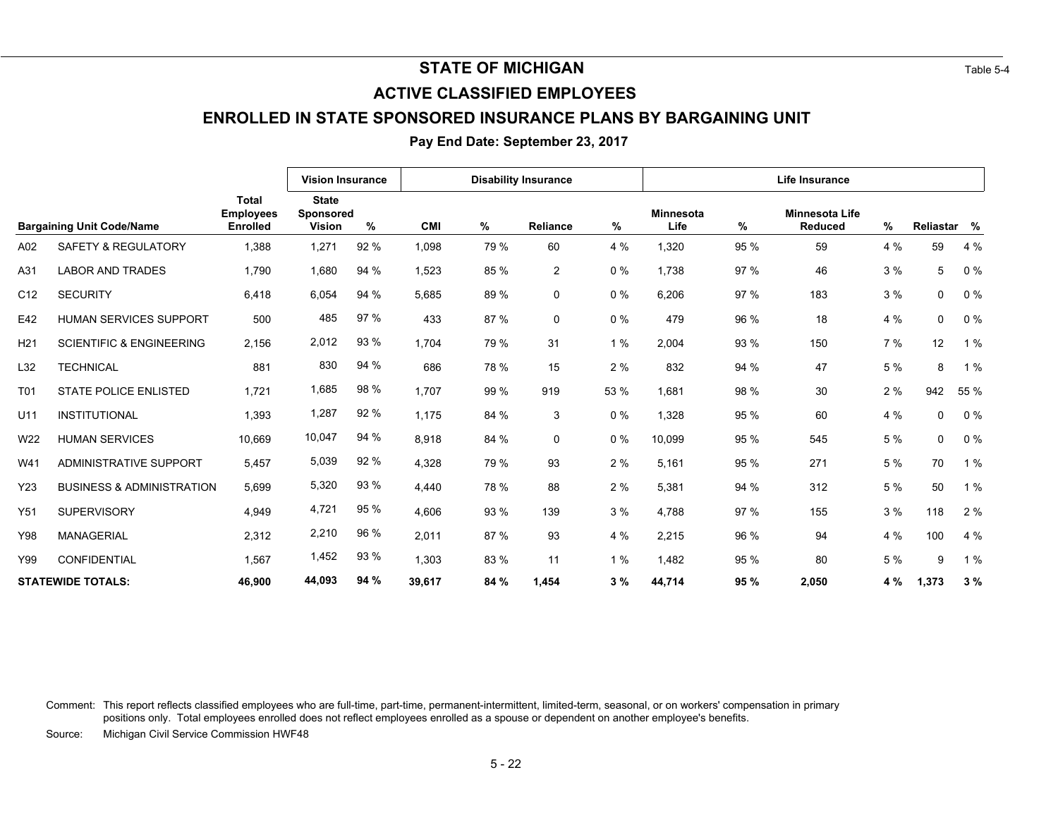# STATE OF MICHIGAN

Table 5-4

## ACTIVE CLASSIFIED EMPLOYEES

## ENROLLED IN STATE SPONSORED INSURANCE PLANS BY BARGAINING UNIT

**Pay End Date: September 23, 2017**

| | | | Vision Insurance | | Disability Insurance | | | | Life Insurance | | | | | |
|---|---|---|---|---|---|---|---|---|---|---|---|---|---|---|
| **Bargaining Unit Code/Name** | | **Total Employees Enrolled** | **State Sponsored Vision** | **%** | **CMI** | **%** | **Reliance** | **%** | **Minnesota Life** | **%** | **Minnesota Life Reduced** | **%** | **Reliastar** | **%** |
| A02 | SAFETY & REGULATORY | 1,388 | 1,271 | 92 % | 1,098 | 79 % | 60 | 4 % | 1,320 | 95 % | 59 | 4 % | 59 | 4 % |
| A31 | LABOR AND TRADES | 1,790 | 1,680 | 94 % | 1,523 | 85 % | 2 | 0 % | 1,738 | 97 % | 46 | 3 % | 5 | 0 % |
| C12 | SECURITY | 6,418 | 6,054 | 94 % | 5,685 | 89 % | 0 | 0 % | 6,206 | 97 % | 183 | 3 % | 0 | 0 % |
| E42 | HUMAN SERVICES SUPPORT | 500 | 485 | 97 % | 433 | 87 % | 0 | 0 % | 479 | 96 % | 18 | 4 % | 0 | 0 % |
| H21 | SCIENTIFIC & ENGINEERING | 2,156 | 2,012 | 93 % | 1,704 | 79 % | 31 | 1 % | 2,004 | 93 % | 150 | 7 % | 12 | 1 % |
| L32 | TECHNICAL | 881 | 830 | 94 % | 686 | 78 % | 15 | 2 % | 832 | 94 % | 47 | 5 % | 8 | 1 % |
| T01 | STATE POLICE ENLISTED | 1,721 | 1,685 | 98 % | 1,707 | 99 % | 919 | 53 % | 1,681 | 98 % | 30 | 2 % | 942 | 55 % |
| U11 | INSTITUTIONAL | 1,393 | 1,287 | 92 % | 1,175 | 84 % | 3 | 0 % | 1,328 | 95 % | 60 | 4 % | 0 | 0 % |
| W22 | HUMAN SERVICES | 10,669 | 10,047 | 94 % | 8,918 | 84 % | 0 | 0 % | 10,099 | 95 % | 545 | 5 % | 0 | 0 % |
| W41 | ADMINISTRATIVE SUPPORT | 5,457 | 5,039 | 92 % | 4,328 | 79 % | 93 | 2 % | 5,161 | 95 % | 271 | 5 % | 70 | 1 % |
| Y23 | BUSINESS & ADMINISTRATION | 5,699 | 5,320 | 93 % | 4,440 | 78 % | 88 | 2 % | 5,381 | 94 % | 312 | 5 % | 50 | 1 % |
| Y51 | SUPERVISORY | 4,949 | 4,721 | 95 % | 4,606 | 93 % | 139 | 3 % | 4,788 | 97 % | 155 | 3 % | 118 | 2 % |
| Y98 | MANAGERIAL | 2,312 | 2,210 | 96 % | 2,011 | 87 % | 93 | 4 % | 2,215 | 96 % | 94 | 4 % | 100 | 4 % |
| Y99 | CONFIDENTIAL | 1,567 | 1,452 | 93 % | 1,303 | 83 % | 11 | 1 % | 1,482 | 95 % | 80 | 5 % | 9 | 1 % |
| **STATEWIDE TOTALS:** | | **46,900** | **44,093** | **94 %** | **39,617** | **84 %** | **1,454** | **3 %** | **44,714** | **95 %** | **2,050** | **4 %** | **1,373** | **3 %** |

Comment: This report reflects classified employees who are full-time, part-time, permanent-intermittent, limited-term, seasonal, or on workers' compensation in primary positions only. Total employees enrolled does not reflect employees enrolled as a spouse or dependent on another employee's benefits.

Source: Michigan Civil Service Commission HWF48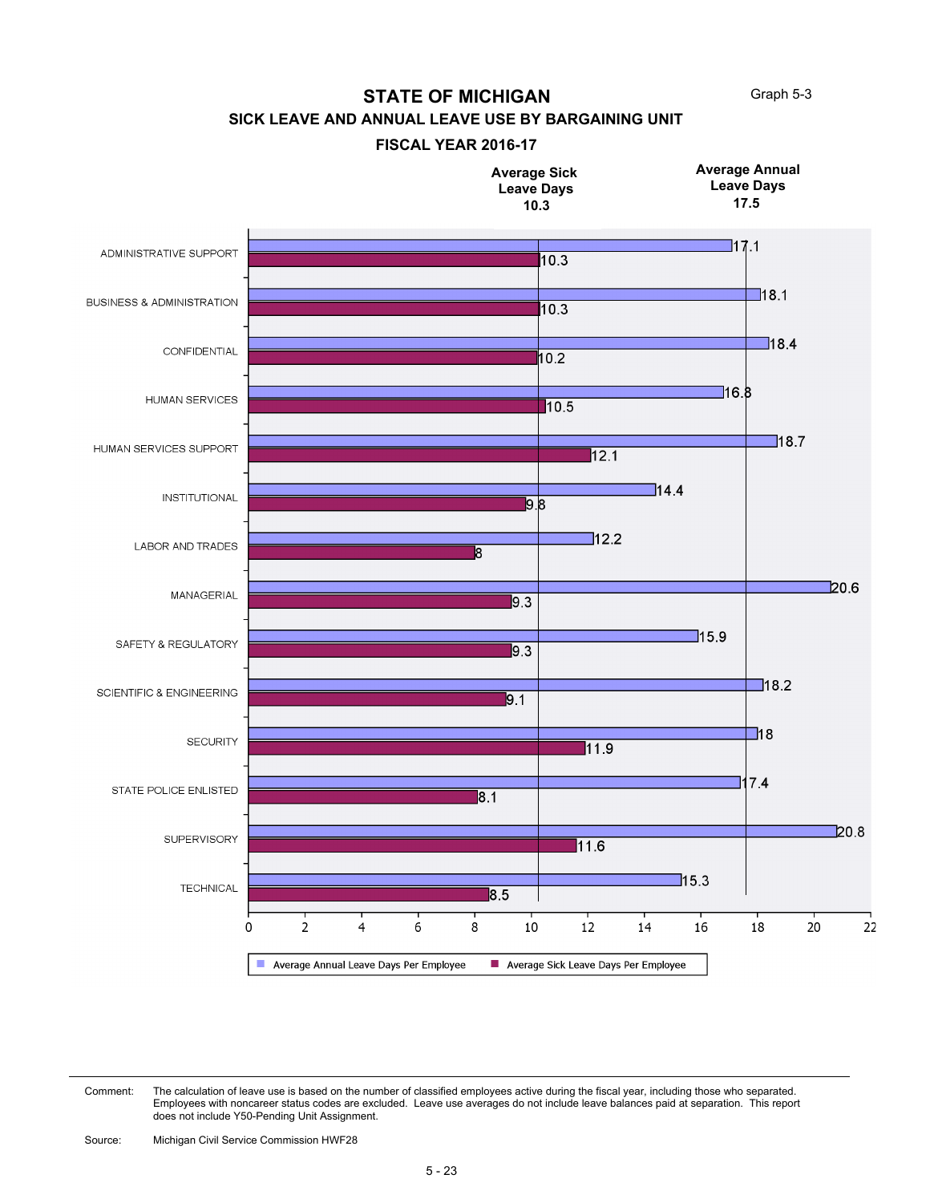Graph 5-3

# STATE OF MICHIGAN

## SICK LEAVE AND ANNUAL LEAVE USE BY BARGAINING UNIT

### FISCAL YEAR 2016-17

Average Sick Leave Days
10.3

Average Annual Leave Days
17.5

ADMINISTRATIVE SUPPORT
17.1
10.3

BUSINESS & ADMINISTRATION
18.1
10.3

CONFIDENTIAL
18.4
10.2

HUMAN SERVICES
16.8
10.5

HUMAN SERVICES SUPPORT
18.7
12.1

INSTITUTIONAL
14.4
9.8

LABOR AND TRADES
12.2
8

MANAGERIAL
20.6
9.3

SAFETY & REGULATORY
15.9
9.3

SCIENTIFIC & ENGINEERING
18.2
9.1

SECURITY
18
11.9

STATE POLICE ENLISTED
17.4
8.1

SUPERVISORY
20.8
11.6

TECHNICAL
15.3
8.5

0 2 4 6 8 10 12 14 16 18 20 22

Average Annual Leave Days Per Employee
Average Sick Leave Days Per Employee

Comment: The calculation of leave use is based on the number of classified employees active during the fiscal year, including those who separated. Employees with noncareer status codes are excluded. Leave use averages do not include leave balances paid at separation. This report does not include Y50-Pending Unit Assignment.

Source: Michigan Civil Service Commission HWF28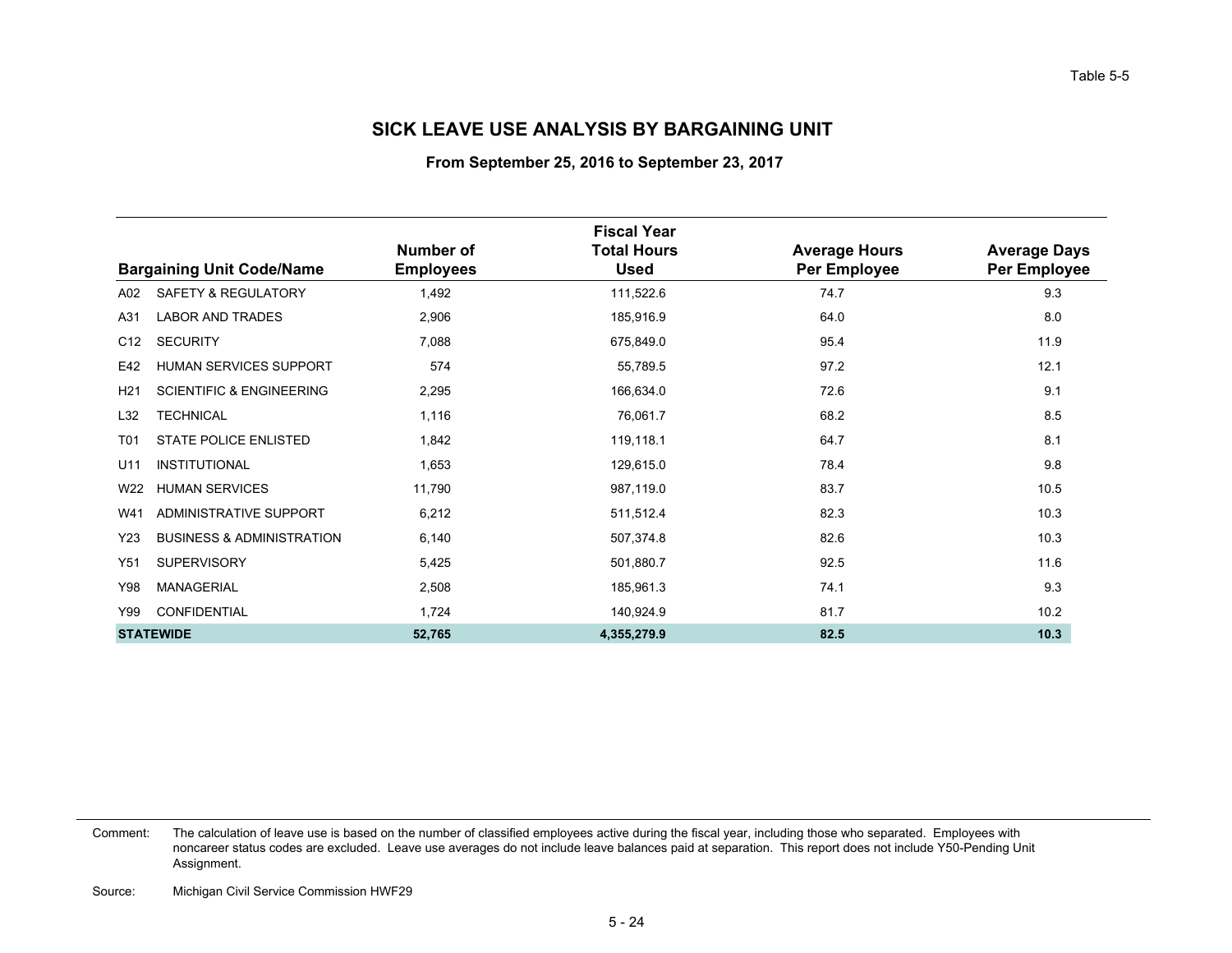Table 5-5

## SICK LEAVE USE ANALYSIS BY BARGAINING UNIT

**From September 25, 2016 to September 23, 2017**

| Bargaining Unit Code/Name | Number of Employees | Fiscal Year Total Hours Used | Average Hours Per Employee | Average Days Per Employee |
|---|---|---|---|---|
| A02 SAFETY & REGULATORY | 1,492 | 111,522.6 | 74.7 | 9.3 |
| A31 LABOR AND TRADES | 2,906 | 185,916.9 | 64.0 | 8.0 |
| C12 SECURITY | 7,088 | 675,849.0 | 95.4 | 11.9 |
| E42 HUMAN SERVICES SUPPORT | 574 | 55,789.5 | 97.2 | 12.1 |
| H21 SCIENTIFIC & ENGINEERING | 2,295 | 166,634.0 | 72.6 | 9.1 |
| L32 TECHNICAL | 1,116 | 76,061.7 | 68.2 | 8.5 |
| T01 STATE POLICE ENLISTED | 1,842 | 119,118.1 | 64.7 | 8.1 |
| U11 INSTITUTIONAL | 1,653 | 129,615.0 | 78.4 | 9.8 |
| W22 HUMAN SERVICES | 11,790 | 987,119.0 | 83.7 | 10.5 |
| W41 ADMINISTRATIVE SUPPORT | 6,212 | 511,512.4 | 82.3 | 10.3 |
| Y23 BUSINESS & ADMINISTRATION | 6,140 | 507,374.8 | 82.6 | 10.3 |
| Y51 SUPERVISORY | 5,425 | 501,880.7 | 92.5 | 11.6 |
| Y98 MANAGERIAL | 2,508 | 185,961.3 | 74.1 | 9.3 |
| Y99 CONFIDENTIAL | 1,724 | 140,924.9 | 81.7 | 10.2 |
| **STATEWIDE** | **52,765** | **4,355,279.9** | **82.5** | **10.3** |

Comment: The calculation of leave use is based on the number of classified employees active during the fiscal year, including those who separated. Employees with noncareer status codes are excluded. Leave use averages do not include leave balances paid at separation. This report does not include Y50-Pending Unit Assignment.

Source: Michigan Civil Service Commission HWF29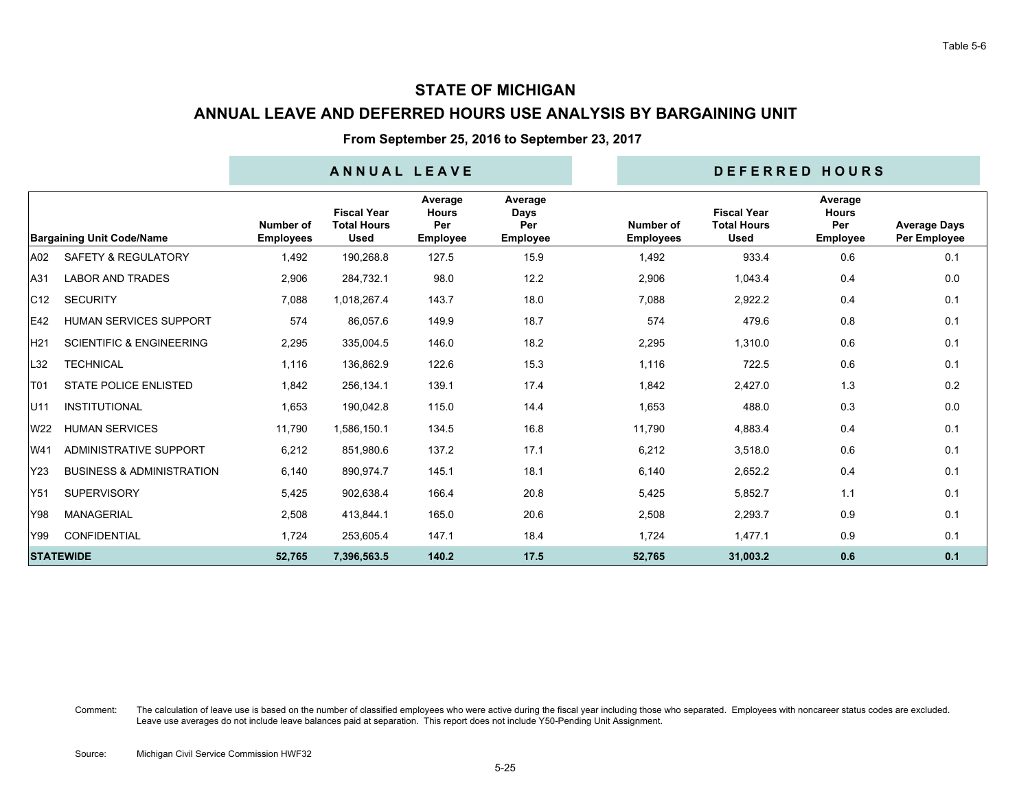Table 5-6

# STATE OF MICHIGAN

## ANNUAL LEAVE AND DEFERRED HOURS USE ANALYSIS BY BARGAINING UNIT

**From September 25, 2016 to September 23, 2017**

| | | ANNUAL LEAVE | | | | DEFERRED HOURS | | | |
|---|---|---|---|---|---|---|---|---|---|
| Bargaining Unit Code/Name | | Number of Employees | Fiscal Year Total Hours Used | Average Hours Per Employee | Average Days Per Employee | Number of Employees | Fiscal Year Total Hours Used | Average Hours Per Employee | Average Days Per Employee |
| A02 | SAFETY & REGULATORY | 1,492 | 190,268.8 | 127.5 | 15.9 | 1,492 | 933.4 | 0.6 | 0.1 |
| A31 | LABOR AND TRADES | 2,906 | 284,732.1 | 98.0 | 12.2 | 2,906 | 1,043.4 | 0.4 | 0.0 |
| C12 | SECURITY | 7,088 | 1,018,267.4 | 143.7 | 18.0 | 7,088 | 2,922.2 | 0.4 | 0.1 |
| E42 | HUMAN SERVICES SUPPORT | 574 | 86,057.6 | 149.9 | 18.7 | 574 | 479.6 | 0.8 | 0.1 |
| H21 | SCIENTIFIC & ENGINEERING | 2,295 | 335,004.5 | 146.0 | 18.2 | 2,295 | 1,310.0 | 0.6 | 0.1 |
| L32 | TECHNICAL | 1,116 | 136,862.9 | 122.6 | 15.3 | 1,116 | 722.5 | 0.6 | 0.1 |
| T01 | STATE POLICE ENLISTED | 1,842 | 256,134.1 | 139.1 | 17.4 | 1,842 | 2,427.0 | 1.3 | 0.2 |
| U11 | INSTITUTIONAL | 1,653 | 190,042.8 | 115.0 | 14.4 | 1,653 | 488.0 | 0.3 | 0.0 |
| W22 | HUMAN SERVICES | 11,790 | 1,586,150.1 | 134.5 | 16.8 | 11,790 | 4,883.4 | 0.4 | 0.1 |
| W41 | ADMINISTRATIVE SUPPORT | 6,212 | 851,980.6 | 137.2 | 17.1 | 6,212 | 3,518.0 | 0.6 | 0.1 |
| Y23 | BUSINESS & ADMINISTRATION | 6,140 | 890,974.7 | 145.1 | 18.1 | 6,140 | 2,652.2 | 0.4 | 0.1 |
| Y51 | SUPERVISORY | 5,425 | 902,638.4 | 166.4 | 20.8 | 5,425 | 5,852.7 | 1.1 | 0.1 |
| Y98 | MANAGERIAL | 2,508 | 413,844.1 | 165.0 | 20.6 | 2,508 | 2,293.7 | 0.9 | 0.1 |
| Y99 | CONFIDENTIAL | 1,724 | 253,605.4 | 147.1 | 18.4 | 1,724 | 1,477.1 | 0.9 | 0.1 |
| **STATEWIDE** | | **52,765** | **7,396,563.5** | **140.2** | **17.5** | **52,765** | **31,003.2** | **0.6** | **0.1** |

Comment: The calculation of leave use is based on the number of classified employees who were active during the fiscal year including those who separated. Employees with noncareer status codes are excluded. Leave use averages do not include leave balances paid at separation. This report does not include Y50-Pending Unit Assignment.

Source: Michigan Civil Service Commission HWF32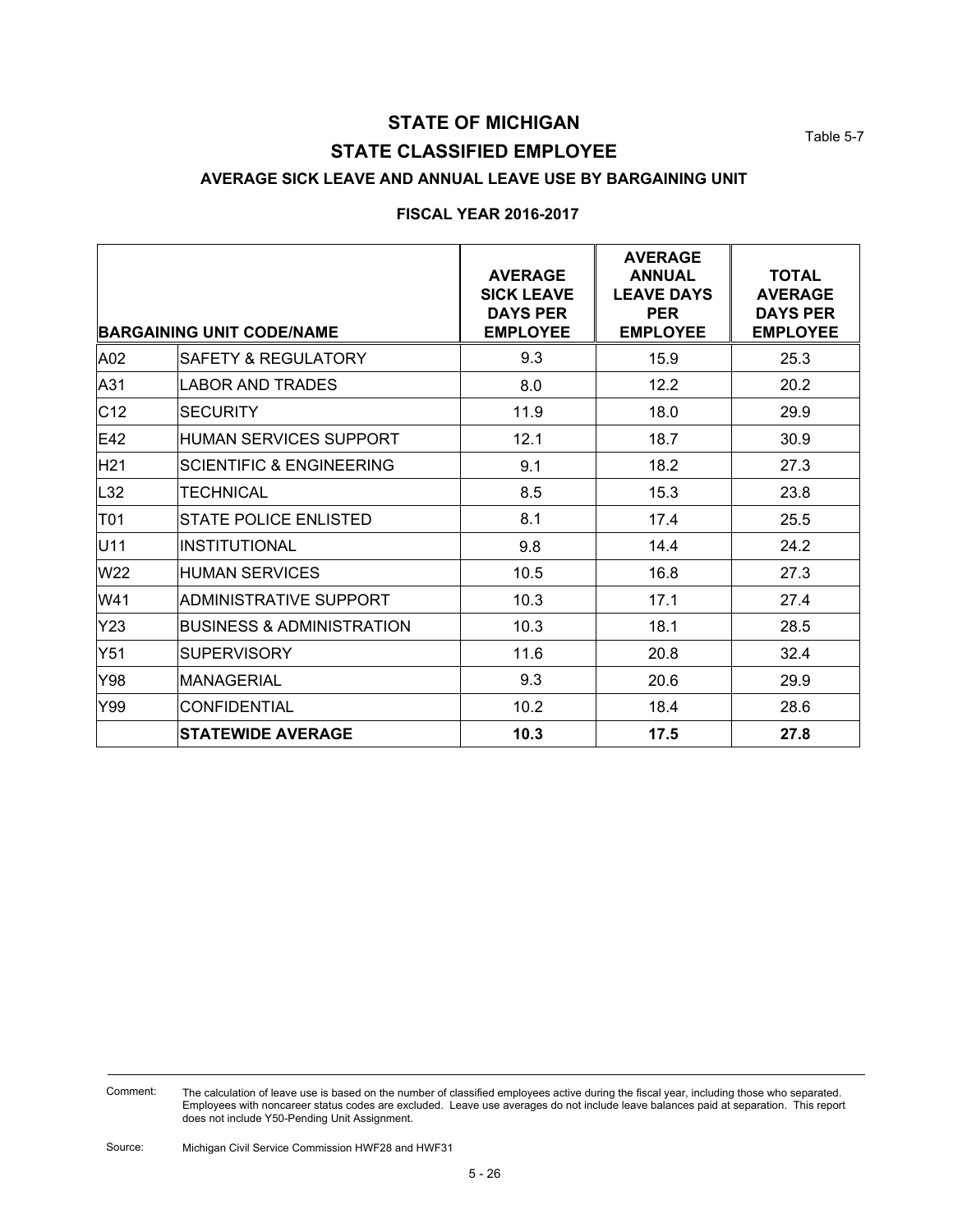# STATE OF MICHIGAN

Table 5-7

## STATE CLASSIFIED EMPLOYEE

### AVERAGE SICK LEAVE AND ANNUAL LEAVE USE BY BARGAINING UNIT

#### FISCAL YEAR 2016-2017

| BARGAINING UNIT CODE/NAME | | AVERAGE SICK LEAVE DAYS PER EMPLOYEE | AVERAGE ANNUAL LEAVE DAYS PER EMPLOYEE | TOTAL AVERAGE DAYS PER EMPLOYEE |
|---|---|---|---|---|
| A02 | SAFETY & REGULATORY | 9.3 | 15.9 | 25.3 |
| A31 | LABOR AND TRADES | 8.0 | 12.2 | 20.2 |
| C12 | SECURITY | 11.9 | 18.0 | 29.9 |
| E42 | HUMAN SERVICES SUPPORT | 12.1 | 18.7 | 30.9 |
| H21 | SCIENTIFIC & ENGINEERING | 9.1 | 18.2 | 27.3 |
| L32 | TECHNICAL | 8.5 | 15.3 | 23.8 |
| T01 | STATE POLICE ENLISTED | 8.1 | 17.4 | 25.5 |
| U11 | INSTITUTIONAL | 9.8 | 14.4 | 24.2 |
| W22 | HUMAN SERVICES | 10.5 | 16.8 | 27.3 |
| W41 | ADMINISTRATIVE SUPPORT | 10.3 | 17.1 | 27.4 |
| Y23 | BUSINESS & ADMINISTRATION | 10.3 | 18.1 | 28.5 |
| Y51 | SUPERVISORY | 11.6 | 20.8 | 32.4 |
| Y98 | MANAGERIAL | 9.3 | 20.6 | 29.9 |
| Y99 | CONFIDENTIAL | 10.2 | 18.4 | 28.6 |
| | **STATEWIDE AVERAGE** | **10.3** | **17.5** | **27.8** |

Comment: The calculation of leave use is based on the number of classified employees active during the fiscal year, including those who separated. Employees with noncareer status codes are excluded. Leave use averages do not include leave balances paid at separation. This report does not include Y50-Pending Unit Assignment.

Source: Michigan Civil Service Commission HWF28 and HWF31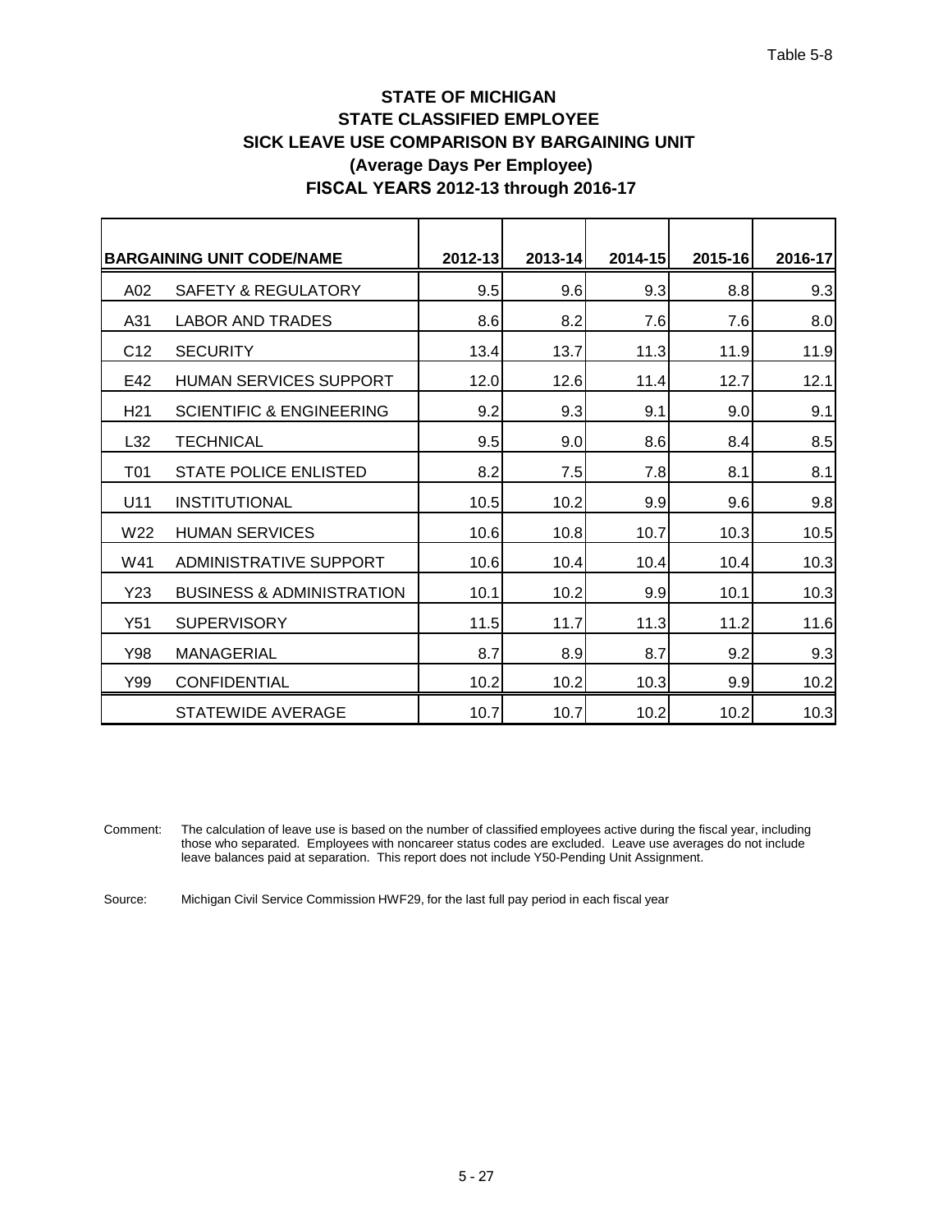Table 5-8

# STATE OF MICHIGAN
## STATE CLASSIFIED EMPLOYEE
## SICK LEAVE USE COMPARISON BY BARGAINING UNIT
## (Average Days Per Employee)
## FISCAL YEARS 2012-13 through 2016-17

| BARGAINING UNIT CODE/NAME | | 2012-13 | 2013-14 | 2014-15 | 2015-16 | 2016-17 |
|---|---|---|---|---|---|---|
| A02 | SAFETY & REGULATORY | 9.5 | 9.6 | 9.3 | 8.8 | 9.3 |
| A31 | LABOR AND TRADES | 8.6 | 8.2 | 7.6 | 7.6 | 8.0 |
| C12 | SECURITY | 13.4 | 13.7 | 11.3 | 11.9 | 11.9 |
| E42 | HUMAN SERVICES SUPPORT | 12.0 | 12.6 | 11.4 | 12.7 | 12.1 |
| H21 | SCIENTIFIC & ENGINEERING | 9.2 | 9.3 | 9.1 | 9.0 | 9.1 |
| L32 | TECHNICAL | 9.5 | 9.0 | 8.6 | 8.4 | 8.5 |
| T01 | STATE POLICE ENLISTED | 8.2 | 7.5 | 7.8 | 8.1 | 8.1 |
| U11 | INSTITUTIONAL | 10.5 | 10.2 | 9.9 | 9.6 | 9.8 |
| W22 | HUMAN SERVICES | 10.6 | 10.8 | 10.7 | 10.3 | 10.5 |
| W41 | ADMINISTRATIVE SUPPORT | 10.6 | 10.4 | 10.4 | 10.4 | 10.3 |
| Y23 | BUSINESS & ADMINISTRATION | 10.1 | 10.2 | 9.9 | 10.1 | 10.3 |
| Y51 | SUPERVISORY | 11.5 | 11.7 | 11.3 | 11.2 | 11.6 |
| Y98 | MANAGERIAL | 8.7 | 8.9 | 8.7 | 9.2 | 9.3 |
| Y99 | CONFIDENTIAL | 10.2 | 10.2 | 10.3 | 9.9 | 10.2 |
| | STATEWIDE AVERAGE | 10.7 | 10.7 | 10.2 | 10.2 | 10.3 |

Comment: The calculation of leave use is based on the number of classified employees active during the fiscal year, including those who separated. Employees with noncareer status codes are excluded. Leave use averages do not include leave balances paid at separation. This report does not include Y50-Pending Unit Assignment.

Source: Michigan Civil Service Commission HWF29, for the last full pay period in each fiscal year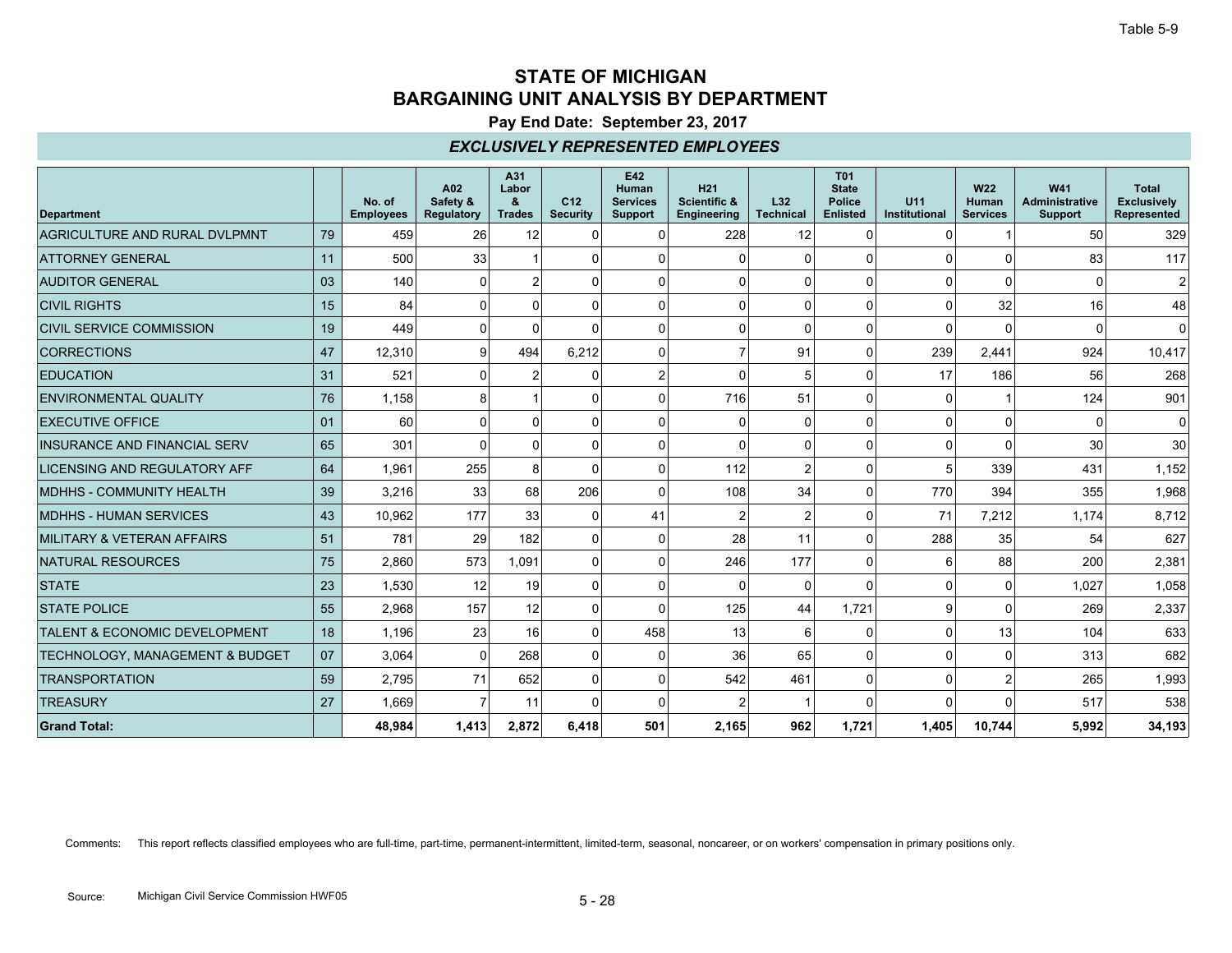Table 5-9

# STATE OF MICHIGAN
# BARGAINING UNIT ANALYSIS BY DEPARTMENT

**Pay End Date: September 23, 2017**

***EXCLUSIVELY REPRESENTED EMPLOYEES***

| Department | | No. of Employees | A02 Safety & Regulatory | A31 Labor & Trades | C12 Security | E42 Human Services Support | H21 Scientific & Engineering | L32 Technical | T01 State Police Enlisted | U11 Institutional | W22 Human Services | W41 Administrative Support | Total Exclusively Represented |
|---|---|---|---|---|---|---|---|---|---|---|---|---|---|
| AGRICULTURE AND RURAL DVLPMNT | 79 | 459 | 26 | 12 | 0 | 0 | 228 | 12 | 0 | 0 | 1 | 50 | 329 |
| ATTORNEY GENERAL | 11 | 500 | 33 | 1 | 0 | 0 | 0 | 0 | 0 | 0 | 0 | 83 | 117 |
| AUDITOR GENERAL | 03 | 140 | 0 | 2 | 0 | 0 | 0 | 0 | 0 | 0 | 0 | 0 | 2 |
| CIVIL RIGHTS | 15 | 84 | 0 | 0 | 0 | 0 | 0 | 0 | 0 | 0 | 32 | 16 | 48 |
| CIVIL SERVICE COMMISSION | 19 | 449 | 0 | 0 | 0 | 0 | 0 | 0 | 0 | 0 | 0 | 0 | 0 |
| CORRECTIONS | 47 | 12,310 | 9 | 494 | 6,212 | 0 | 7 | 91 | 0 | 239 | 2,441 | 924 | 10,417 |
| EDUCATION | 31 | 521 | 0 | 2 | 0 | 2 | 0 | 5 | 0 | 17 | 186 | 56 | 268 |
| ENVIRONMENTAL QUALITY | 76 | 1,158 | 8 | 1 | 0 | 0 | 716 | 51 | 0 | 0 | 1 | 124 | 901 |
| EXECUTIVE OFFICE | 01 | 60 | 0 | 0 | 0 | 0 | 0 | 0 | 0 | 0 | 0 | 0 | 0 |
| INSURANCE AND FINANCIAL SERV | 65 | 301 | 0 | 0 | 0 | 0 | 0 | 0 | 0 | 0 | 0 | 30 | 30 |
| LICENSING AND REGULATORY AFF | 64 | 1,961 | 255 | 8 | 0 | 0 | 112 | 2 | 0 | 5 | 339 | 431 | 1,152 |
| MDHHS - COMMUNITY HEALTH | 39 | 3,216 | 33 | 68 | 206 | 0 | 108 | 34 | 0 | 770 | 394 | 355 | 1,968 |
| MDHHS - HUMAN SERVICES | 43 | 10,962 | 177 | 33 | 0 | 41 | 2 | 2 | 0 | 71 | 7,212 | 1,174 | 8,712 |
| MILITARY & VETERAN AFFAIRS | 51 | 781 | 29 | 182 | 0 | 0 | 28 | 11 | 0 | 288 | 35 | 54 | 627 |
| NATURAL RESOURCES | 75 | 2,860 | 573 | 1,091 | 0 | 0 | 246 | 177 | 0 | 6 | 88 | 200 | 2,381 |
| STATE | 23 | 1,530 | 12 | 19 | 0 | 0 | 0 | 0 | 0 | 0 | 0 | 1,027 | 1,058 |
| STATE POLICE | 55 | 2,968 | 157 | 12 | 0 | 0 | 125 | 44 | 1,721 | 9 | 0 | 269 | 2,337 |
| TALENT & ECONOMIC DEVELOPMENT | 18 | 1,196 | 23 | 16 | 0 | 458 | 13 | 6 | 0 | 0 | 13 | 104 | 633 |
| TECHNOLOGY, MANAGEMENT & BUDGET | 07 | 3,064 | 0 | 268 | 0 | 0 | 36 | 65 | 0 | 0 | 0 | 313 | 682 |
| TRANSPORTATION | 59 | 2,795 | 71 | 652 | 0 | 0 | 542 | 461 | 0 | 0 | 2 | 265 | 1,993 |
| TREASURY | 27 | 1,669 | 7 | 11 | 0 | 0 | 2 | 1 | 0 | 0 | 0 | 517 | 538 |
| **Grand Total:** | | **48,984** | **1,413** | **2,872** | **6,418** | **501** | **2,165** | **962** | **1,721** | **1,405** | **10,744** | **5,992** | **34,193** |

Comments: This report reflects classified employees who are full-time, part-time, permanent-intermittent, limited-term, seasonal, noncareer, or on workers' compensation in primary positions only.

Source: Michigan Civil Service Commission HWF05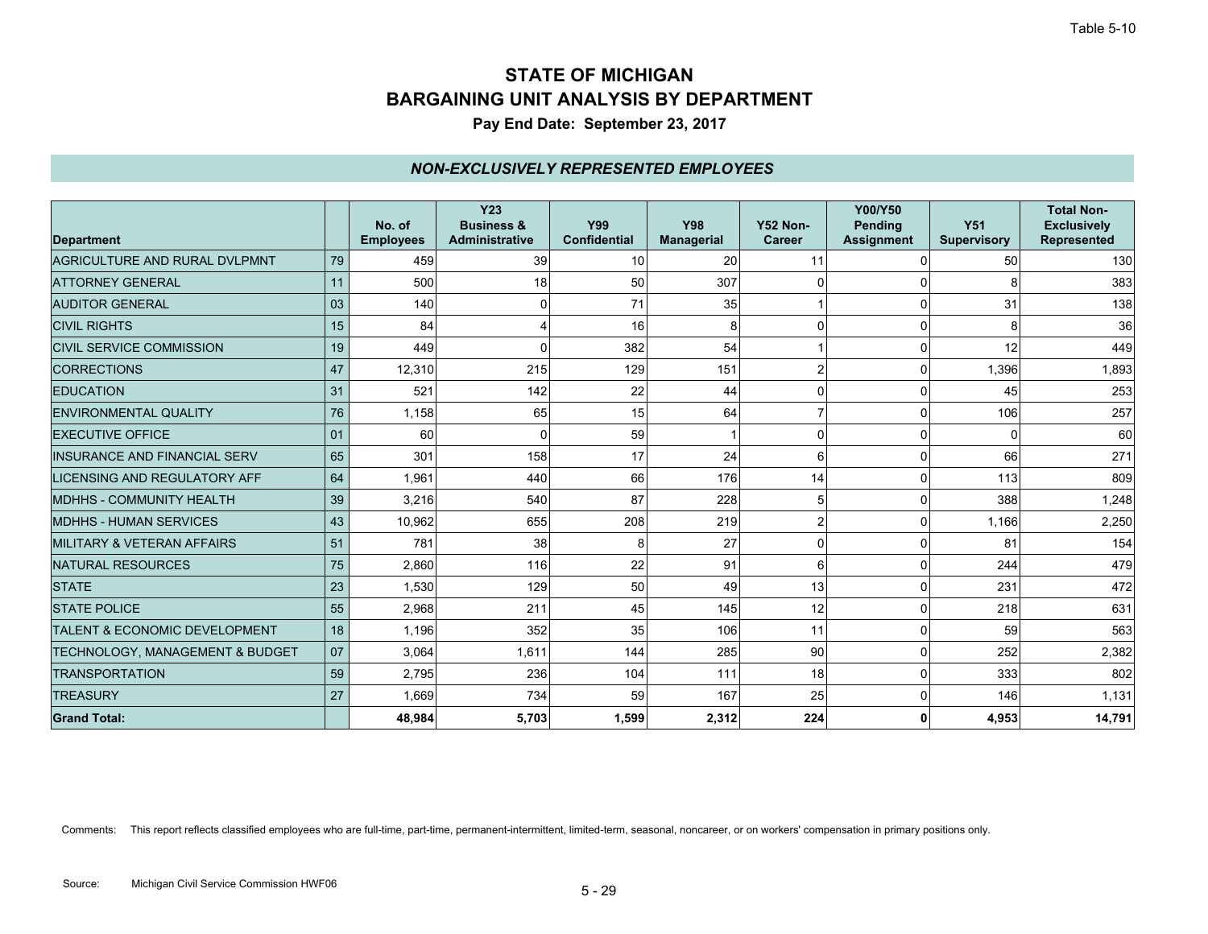Table 5-10

# STATE OF MICHIGAN
# BARGAINING UNIT ANALYSIS BY DEPARTMENT

**Pay End Date: September 23, 2017**

***NON-EXCLUSIVELY REPRESENTED EMPLOYEES***

| Department | | No. of Employees | Y23 Business & Administrative | Y99 Confidential | Y98 Managerial | Y52 Non-Career | Y00/Y50 Pending Assignment | Y51 Supervisory | Total Non-Exclusively Represented |
|---|---|---|---|---|---|---|---|---|---|
| AGRICULTURE AND RURAL DVLPMNT | 79 | 459 | 39 | 10 | 20 | 11 | 0 | 50 | 130 |
| ATTORNEY GENERAL | 11 | 500 | 18 | 50 | 307 | 0 | 0 | 8 | 383 |
| AUDITOR GENERAL | 03 | 140 | 0 | 71 | 35 | 1 | 0 | 31 | 138 |
| CIVIL RIGHTS | 15 | 84 | 4 | 16 | 8 | 0 | 0 | 8 | 36 |
| CIVIL SERVICE COMMISSION | 19 | 449 | 0 | 382 | 54 | 1 | 0 | 12 | 449 |
| CORRECTIONS | 47 | 12,310 | 215 | 129 | 151 | 2 | 0 | 1,396 | 1,893 |
| EDUCATION | 31 | 521 | 142 | 22 | 44 | 0 | 0 | 45 | 253 |
| ENVIRONMENTAL QUALITY | 76 | 1,158 | 65 | 15 | 64 | 7 | 0 | 106 | 257 |
| EXECUTIVE OFFICE | 01 | 60 | 0 | 59 | 1 | 0 | 0 | 0 | 60 |
| INSURANCE AND FINANCIAL SERV | 65 | 301 | 158 | 17 | 24 | 6 | 0 | 66 | 271 |
| LICENSING AND REGULATORY AFF | 64 | 1,961 | 440 | 66 | 176 | 14 | 0 | 113 | 809 |
| MDHHS - COMMUNITY HEALTH | 39 | 3,216 | 540 | 87 | 228 | 5 | 0 | 388 | 1,248 |
| MDHHS - HUMAN SERVICES | 43 | 10,962 | 655 | 208 | 219 | 2 | 0 | 1,166 | 2,250 |
| MILITARY & VETERAN AFFAIRS | 51 | 781 | 38 | 8 | 27 | 0 | 0 | 81 | 154 |
| NATURAL RESOURCES | 75 | 2,860 | 116 | 22 | 91 | 6 | 0 | 244 | 479 |
| STATE | 23 | 1,530 | 129 | 50 | 49 | 13 | 0 | 231 | 472 |
| STATE POLICE | 55 | 2,968 | 211 | 45 | 145 | 12 | 0 | 218 | 631 |
| TALENT & ECONOMIC DEVELOPMENT | 18 | 1,196 | 352 | 35 | 106 | 11 | 0 | 59 | 563 |
| TECHNOLOGY, MANAGEMENT & BUDGET | 07 | 3,064 | 1,611 | 144 | 285 | 90 | 0 | 252 | 2,382 |
| TRANSPORTATION | 59 | 2,795 | 236 | 104 | 111 | 18 | 0 | 333 | 802 |
| TREASURY | 27 | 1,669 | 734 | 59 | 167 | 25 | 0 | 146 | 1,131 |
| **Grand Total:** | | **48,984** | **5,703** | **1,599** | **2,312** | **224** | **0** | **4,953** | **14,791** |

Comments: This report reflects classified employees who are full-time, part-time, permanent-intermittent, limited-term, seasonal, noncareer, or on workers' compensation in primary positions only.

Source: Michigan Civil Service Commission HWF06